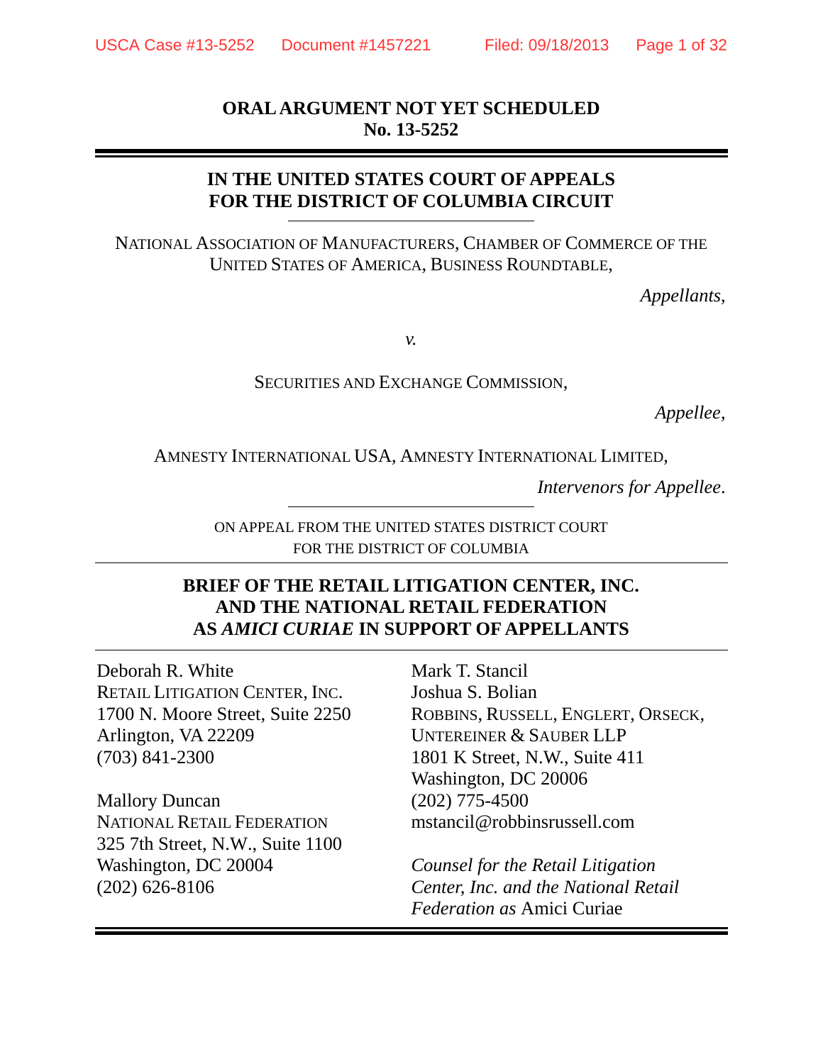**ORAL ARGUMENT NOT YET SCHEDULED**
**No. 13-5252**

---

**IN THE UNITED STATES COURT OF APPEALS**
**FOR THE DISTRICT OF COLUMBIA CIRCUIT**

NATIONAL ASSOCIATION OF MANUFACTURERS, CHAMBER OF COMMERCE OF THE UNITED STATES OF AMERICA, BUSINESS ROUNDTABLE,

*Appellants*,

*v.*

SECURITIES AND EXCHANGE COMMISSION,

*Appellee*,

AMNESTY INTERNATIONAL USA, AMNESTY INTERNATIONAL LIMITED,

*Intervenors for Appellee*.

ON APPEAL FROM THE UNITED STATES DISTRICT COURT
FOR THE DISTRICT OF COLUMBIA

---

**BRIEF OF THE RETAIL LITIGATION CENTER, INC.**
**AND THE NATIONAL RETAIL FEDERATION**
**AS *AMICI CURIAE* IN SUPPORT OF APPELLANTS**

---

Deborah R. White
RETAIL LITIGATION CENTER, INC.
1700 N. Moore Street, Suite 2250
Arlington, VA 22209
(703) 841-2300

Mallory Duncan
NATIONAL RETAIL FEDERATION
325 7th Street, N.W., Suite 1100
Washington, DC 20004
(202) 626-8106

Mark T. Stancil
Joshua S. Bolian
ROBBINS, RUSSELL, ENGLERT, ORSECK, UNTEREINER & SAUBER LLP
1801 K Street, N.W., Suite 411
Washington, DC 20006
(202) 775-4500
mstancil@robbinsrussell.com

*Counsel for the Retail Litigation Center, Inc. and the National Retail Federation as* Amici Curiae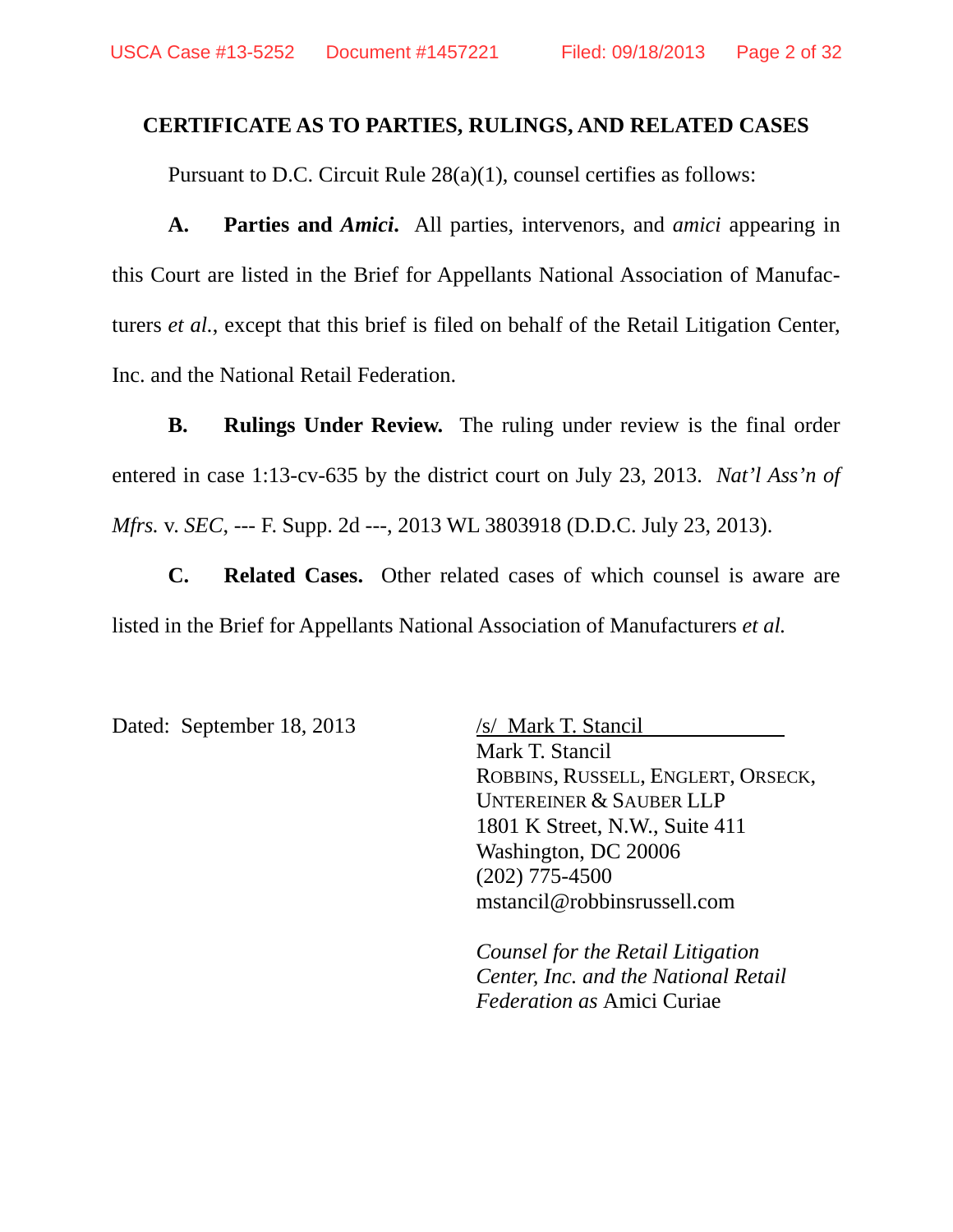## CERTIFICATE AS TO PARTIES, RULINGS, AND RELATED CASES

Pursuant to D.C. Circuit Rule 28(a)(1), counsel certifies as follows:

**A. Parties and *Amici*.** All parties, intervenors, and *amici* appearing in this Court are listed in the Brief for Appellants National Association of Manufacturers *et al.*, except that this brief is filed on behalf of the Retail Litigation Center, Inc. and the National Retail Federation.

**B. Rulings Under Review.** The ruling under review is the final order entered in case 1:13-cv-635 by the district court on July 23, 2013. *Nat'l Ass'n of Mfrs.* v. *SEC*, --- F. Supp. 2d ---, 2013 WL 3803918 (D.D.C. July 23, 2013).

**C. Related Cases.** Other related cases of which counsel is aware are listed in the Brief for Appellants National Association of Manufacturers *et al.*

Dated: September 18, 2013

/s/ Mark T. Stancil
Mark T. Stancil
ROBBINS, RUSSELL, ENGLERT, ORSECK, UNTEREINER & SAUBER LLP
1801 K Street, N.W., Suite 411
Washington, DC 20006
(202) 775-4500
mstancil@robbinsrussell.com

*Counsel for the Retail Litigation Center, Inc. and the National Retail Federation as* Amici Curiae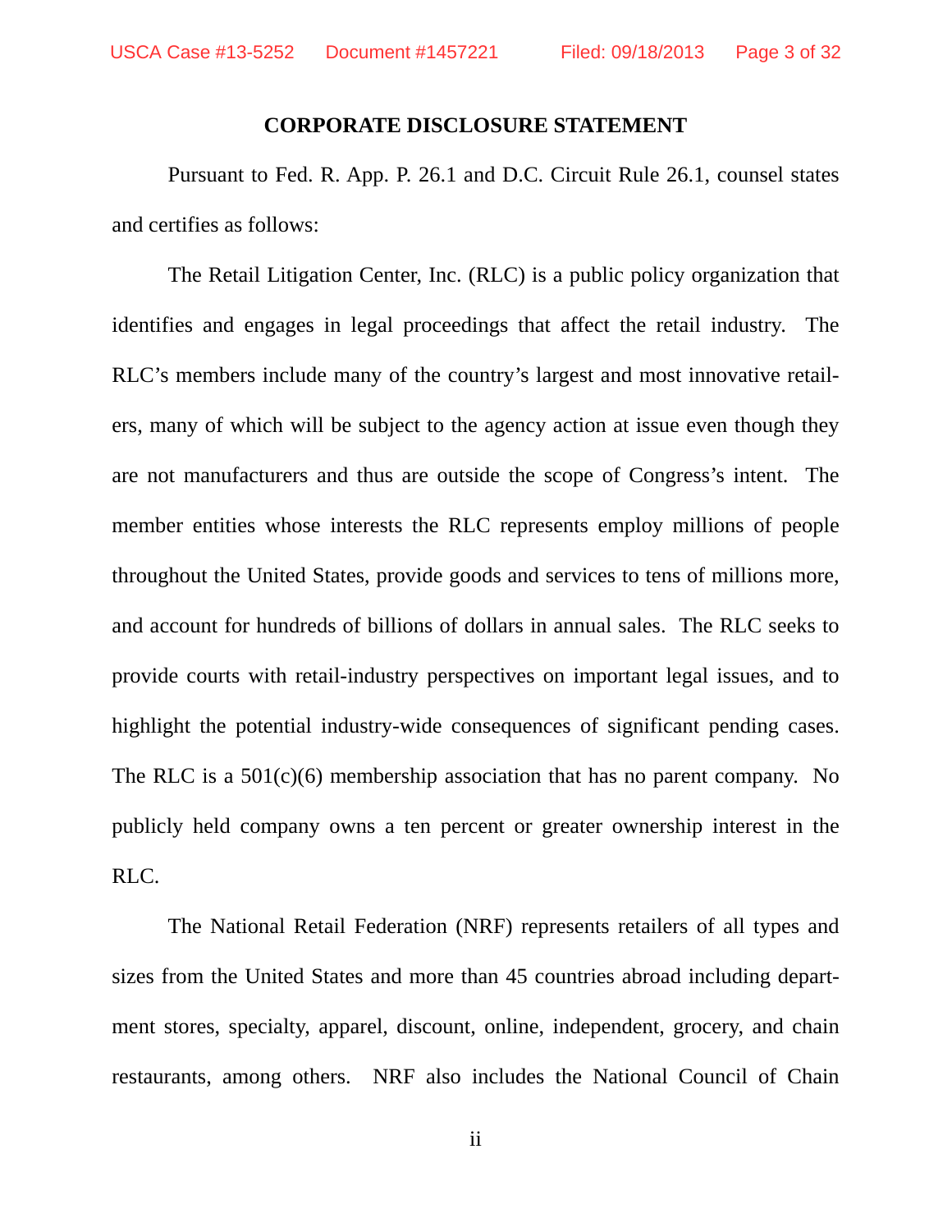**CORPORATE DISCLOSURE STATEMENT**

Pursuant to Fed. R. App. P. 26.1 and D.C. Circuit Rule 26.1, counsel states and certifies as follows:

The Retail Litigation Center, Inc. (RLC) is a public policy organization that identifies and engages in legal proceedings that affect the retail industry. The RLC's members include many of the country's largest and most innovative retailers, many of which will be subject to the agency action at issue even though they are not manufacturers and thus are outside the scope of Congress's intent. The member entities whose interests the RLC represents employ millions of people throughout the United States, provide goods and services to tens of millions more, and account for hundreds of billions of dollars in annual sales. The RLC seeks to provide courts with retail-industry perspectives on important legal issues, and to highlight the potential industry-wide consequences of significant pending cases. The RLC is a 501(c)(6) membership association that has no parent company. No publicly held company owns a ten percent or greater ownership interest in the RLC.

The National Retail Federation (NRF) represents retailers of all types and sizes from the United States and more than 45 countries abroad including department stores, specialty, apparel, discount, online, independent, grocery, and chain restaurants, among others. NRF also includes the National Council of Chain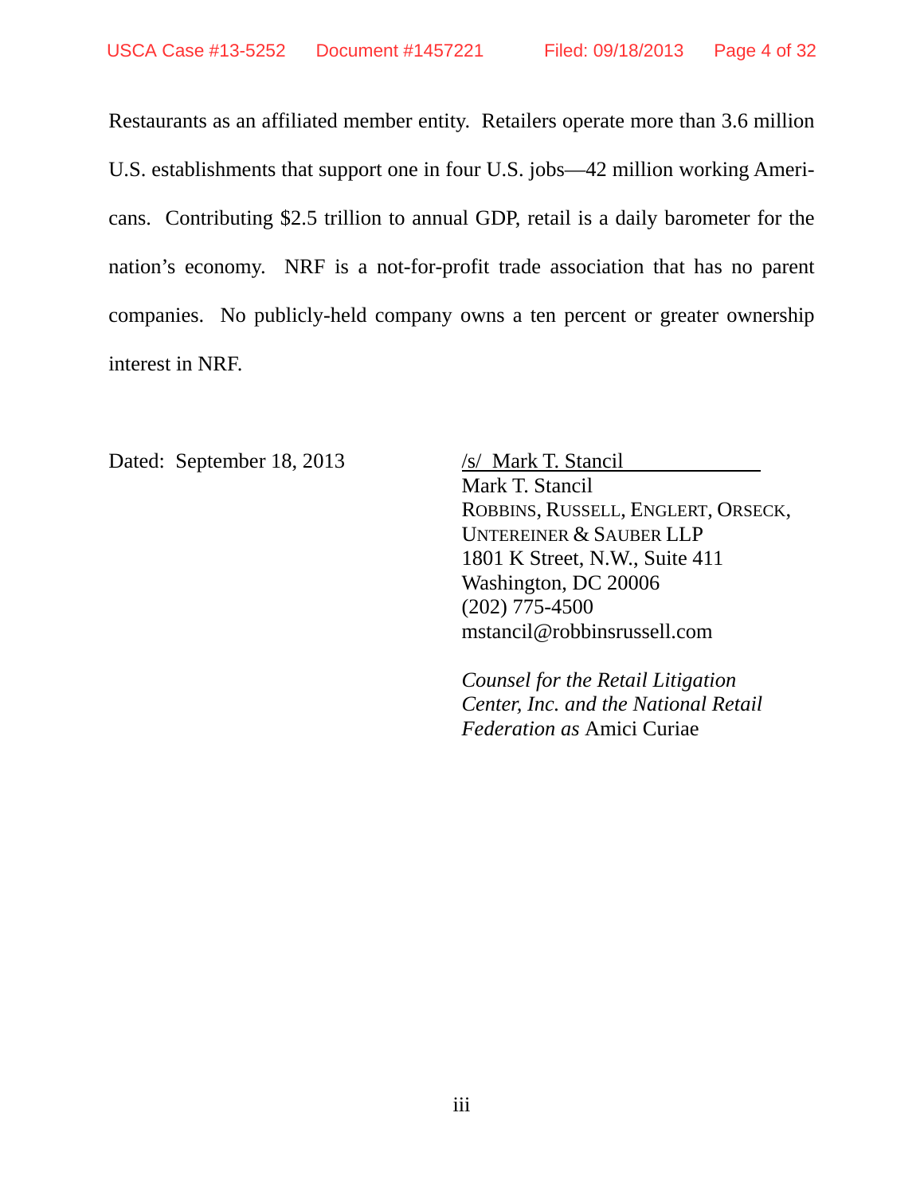Restaurants as an affiliated member entity. Retailers operate more than 3.6 million U.S. establishments that support one in four U.S. jobs—42 million working Americans. Contributing $2.5 trillion to annual GDP, retail is a daily barometer for the nation's economy. NRF is a not-for-profit trade association that has no parent companies. No publicly-held company owns a ten percent or greater ownership interest in NRF.

Dated: September 18, 2013

/s/ Mark T. Stancil  
Mark T. Stancil  
ROBBINS, RUSSELL, ENGLERT, ORSECK, UNTEREINER & SAUBER LLP  
1801 K Street, N.W., Suite 411  
Washington, DC 20006  
(202) 775-4500  
mstancil@robbinsrussell.com

*Counsel for the Retail Litigation Center, Inc. and the National Retail Federation as* Amici Curiae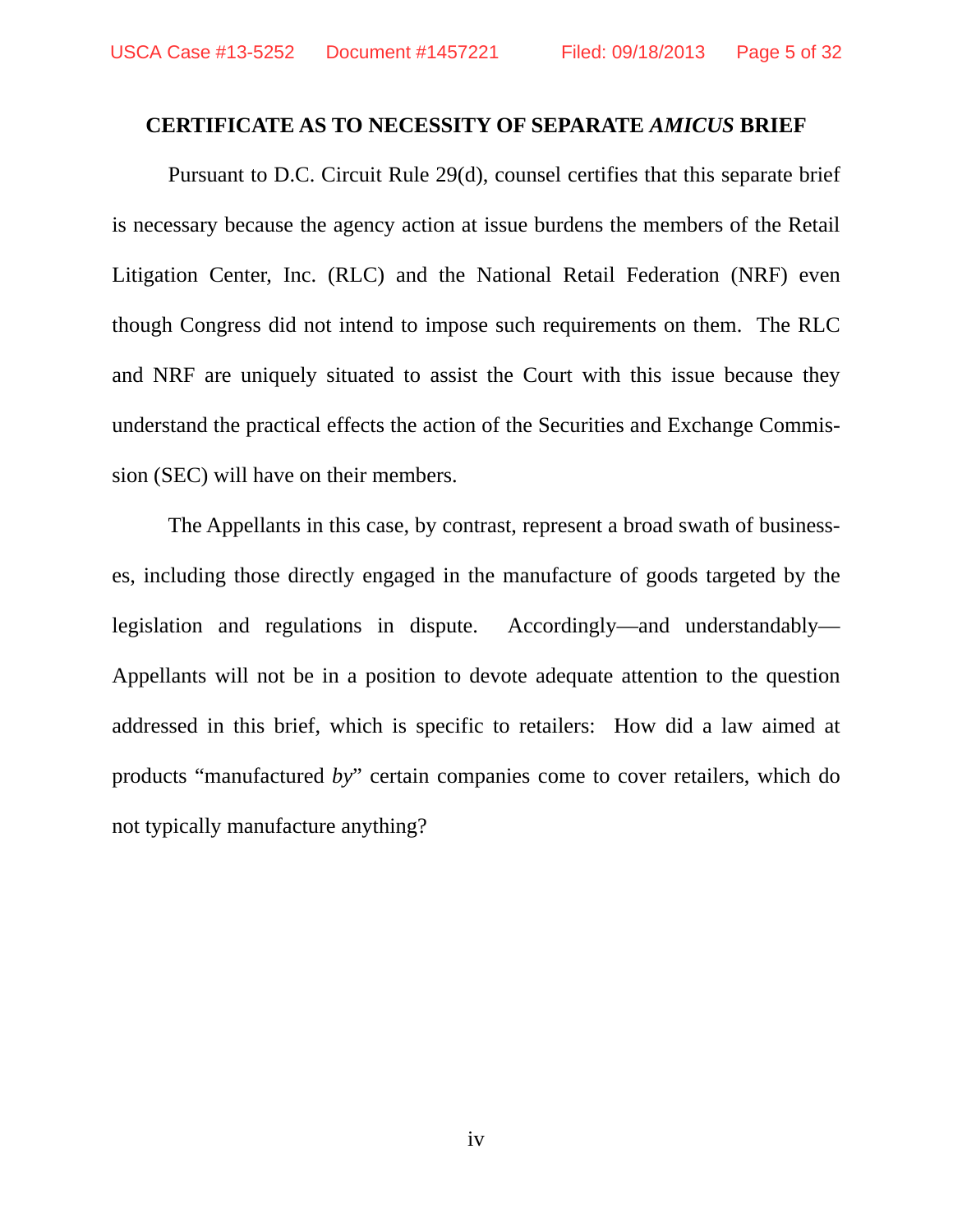## CERTIFICATE AS TO NECESSITY OF SEPARATE *AMICUS* BRIEF

Pursuant to D.C. Circuit Rule 29(d), counsel certifies that this separate brief is necessary because the agency action at issue burdens the members of the Retail Litigation Center, Inc. (RLC) and the National Retail Federation (NRF) even though Congress did not intend to impose such requirements on them. The RLC and NRF are uniquely situated to assist the Court with this issue because they understand the practical effects the action of the Securities and Exchange Commission (SEC) will have on their members.

The Appellants in this case, by contrast, represent a broad swath of businesses, including those directly engaged in the manufacture of goods targeted by the legislation and regulations in dispute. Accordingly—and understandably—Appellants will not be in a position to devote adequate attention to the question addressed in this brief, which is specific to retailers: How did a law aimed at products "manufactured *by*" certain companies come to cover retailers, which do not typically manufacture anything?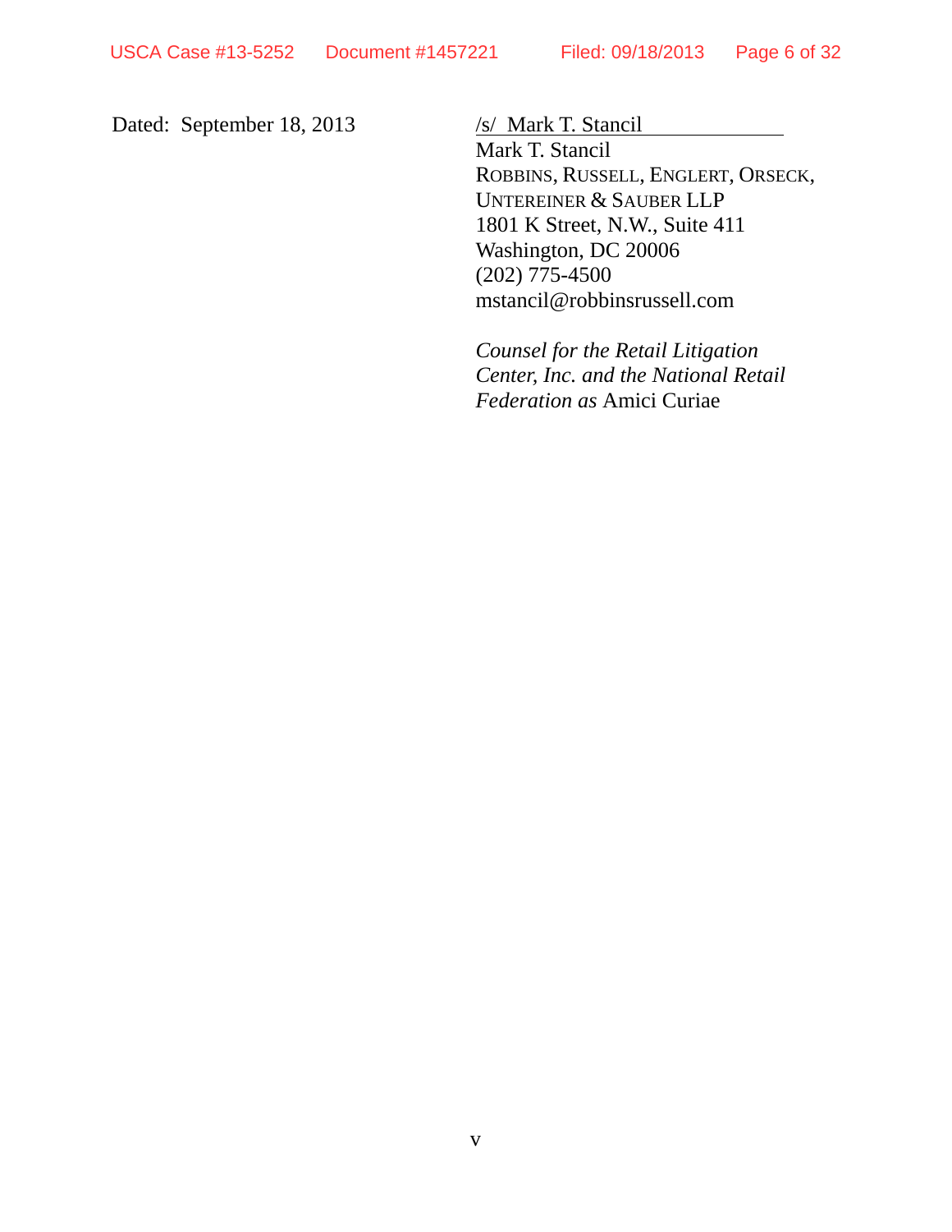Dated: September 18, 2013

/s/ Mark T. Stancil

Mark T. Stancil
ROBBINS, RUSSELL, ENGLERT, ORSECK, UNTEREINER & SAUBER LLP
1801 K Street, N.W., Suite 411
Washington, DC 20006
(202) 775-4500
mstancil@robbinsrussell.com

*Counsel for the Retail Litigation Center, Inc. and the National Retail Federation as* Amici Curiae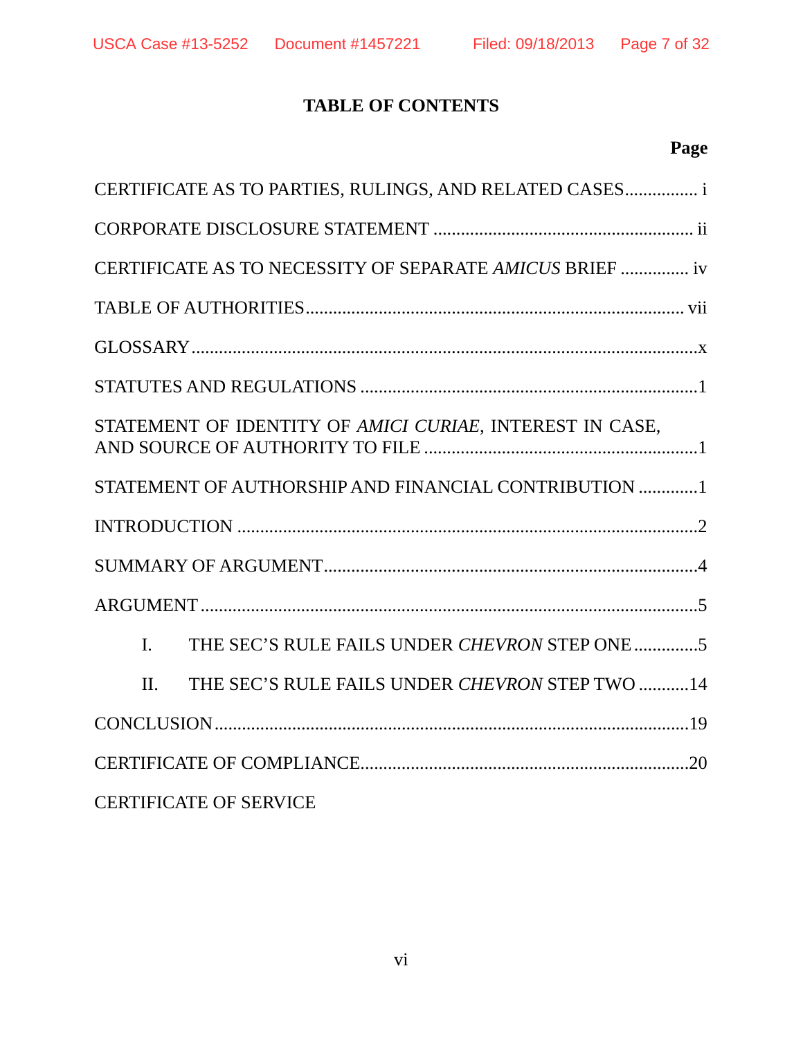# TABLE OF CONTENTS

| | Page |
|---|---|
| CERTIFICATE AS TO PARTIES, RULINGS, AND RELATED CASES | i |
| CORPORATE DISCLOSURE STATEMENT | ii |
| CERTIFICATE AS TO NECESSITY OF SEPARATE *AMICUS* BRIEF | iv |
| TABLE OF AUTHORITIES | vii |
| GLOSSARY | x |
| STATUTES AND REGULATIONS | 1 |
| STATEMENT OF IDENTITY OF *AMICI CURIAE*, INTEREST IN CASE, AND SOURCE OF AUTHORITY TO FILE | 1 |
| STATEMENT OF AUTHORSHIP AND FINANCIAL CONTRIBUTION | 1 |
| INTRODUCTION | 2 |
| SUMMARY OF ARGUMENT | 4 |
| ARGUMENT | 5 |
| I. THE SEC'S RULE FAILS UNDER *CHEVRON* STEP ONE | 5 |
| II. THE SEC'S RULE FAILS UNDER *CHEVRON* STEP TWO | 14 |
| CONCLUSION | 19 |
| CERTIFICATE OF COMPLIANCE | 20 |
| CERTIFICATE OF SERVICE | |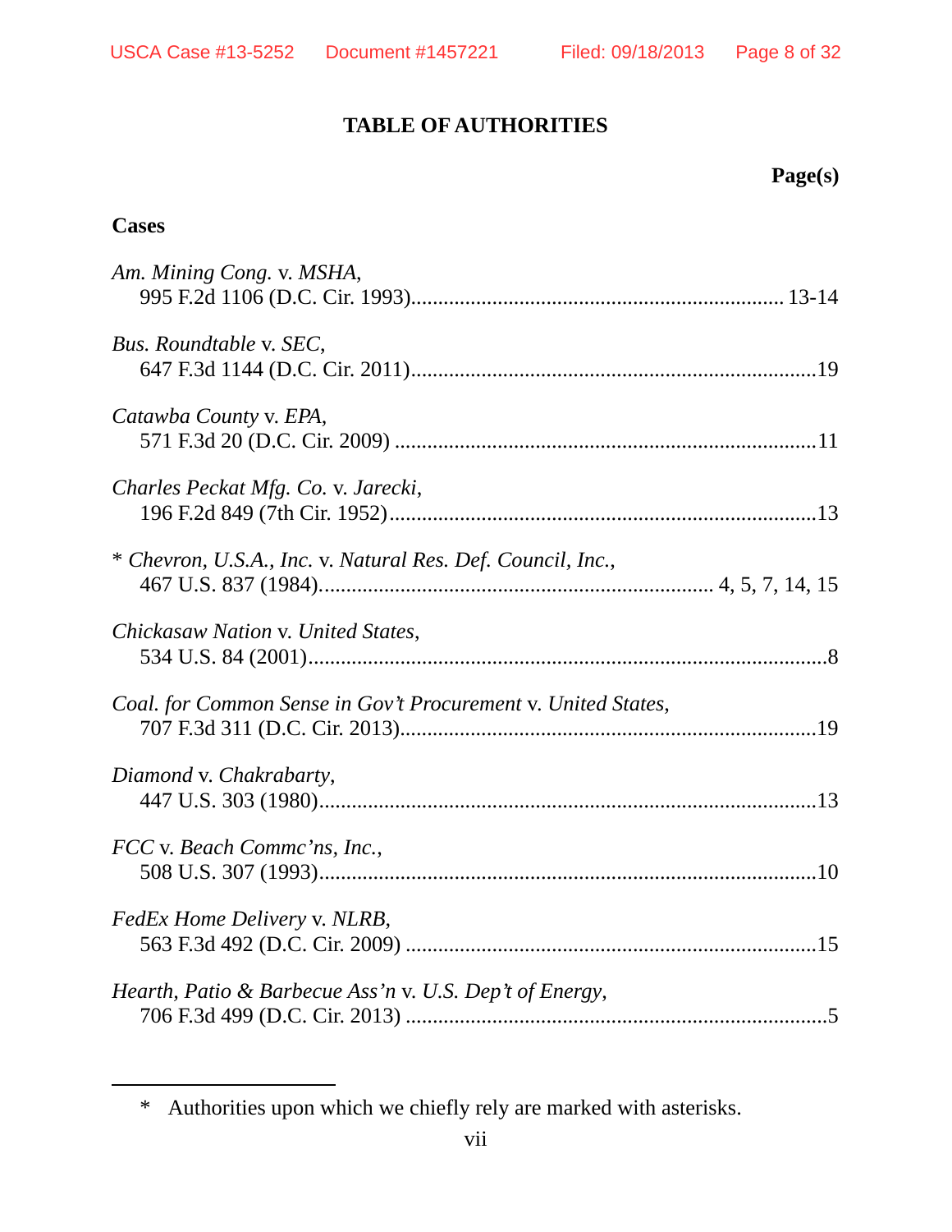## TABLE OF AUTHORITIES

**Page(s)**

### Cases

*Am. Mining Cong.* v. *MSHA*,
995 F.2d 1106 (D.C. Cir. 1993)....................................................................13-14

*Bus. Roundtable* v. *SEC*,
647 F.3d 1144 (D.C. Cir. 2011)..........................................................................19

*Catawba County* v. *EPA*,
571 F.3d 20 (D.C. Cir. 2009) .............................................................................11

*Charles Peckat Mfg. Co.* v. *Jarecki*,
196 F.2d 849 (7th Cir. 1952)..............................................................................13

\* *Chevron, U.S.A., Inc.* v. *Natural Res. Def. Council, Inc.*,
467 U.S. 837 (1984)........................................................................ 4, 5, 7, 14, 15

*Chickasaw Nation* v. *United States*,
534 U.S. 84 (2001)...............................................................................................8

*Coal. for Common Sense in Gov't Procurement* v. *United States*,
707 F.3d 311 (D.C. Cir. 2013)............................................................................19

*Diamond* v. *Chakrabarty*,
447 U.S. 303 (1980)...........................................................................................13

*FCC* v. *Beach Commc'ns, Inc.*,
508 U.S. 307 (1993)...........................................................................................10

*FedEx Home Delivery* v. *NLRB*,
563 F.3d 492 (D.C. Cir. 2009) ...........................................................................15

*Hearth, Patio & Barbecue Ass'n* v. *U.S. Dep't of Energy*,
706 F.3d 499 (D.C. Cir. 2013) .............................................................................5

---

\* Authorities upon which we chiefly rely are marked with asterisks.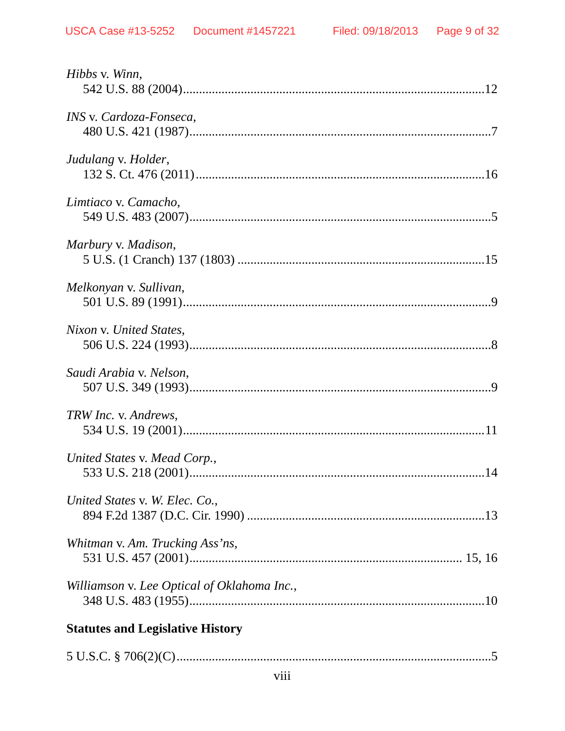*Hibbs* v. *Winn*,
542 U.S. 88 (2004)..........................................................................................12

*INS* v. *Cardoza-Fonseca*,
480 U.S. 421 (1987)..........................................................................................7

*Judulang* v. *Holder*,
132 S. Ct. 476 (2011)........................................................................................16

*Limtiaco* v. *Camacho*,
549 U.S. 483 (2007)..........................................................................................5

*Marbury* v. *Madison*,
5 U.S. (1 Cranch) 137 (1803) ..........................................................................15

*Melkonyan* v. *Sullivan*,
501 U.S. 89 (1991)............................................................................................9

*Nixon* v. *United States*,
506 U.S. 224 (1993)..........................................................................................8

*Saudi Arabia* v. *Nelson*,
507 U.S. 349 (1993)..........................................................................................9

*TRW Inc.* v. *Andrews*,
534 U.S. 19 (2001)............................................................................................11

*United States* v. *Mead Corp.*,
533 U.S. 218 (2001)..........................................................................................14

*United States* v. *W. Elec. Co.*,
894 F.2d 1387 (D.C. Cir. 1990) .......................................................................13

*Whitman* v. *Am. Trucking Ass'ns*,
531 U.S. 457 (2001).................................................................................. 15, 16

*Williamson* v. *Lee Optical of Oklahoma Inc.*,
348 U.S. 483 (1955)..........................................................................................10

**Statutes and Legislative History**

5 U.S.C. § 706(2)(C)..........................................................................................5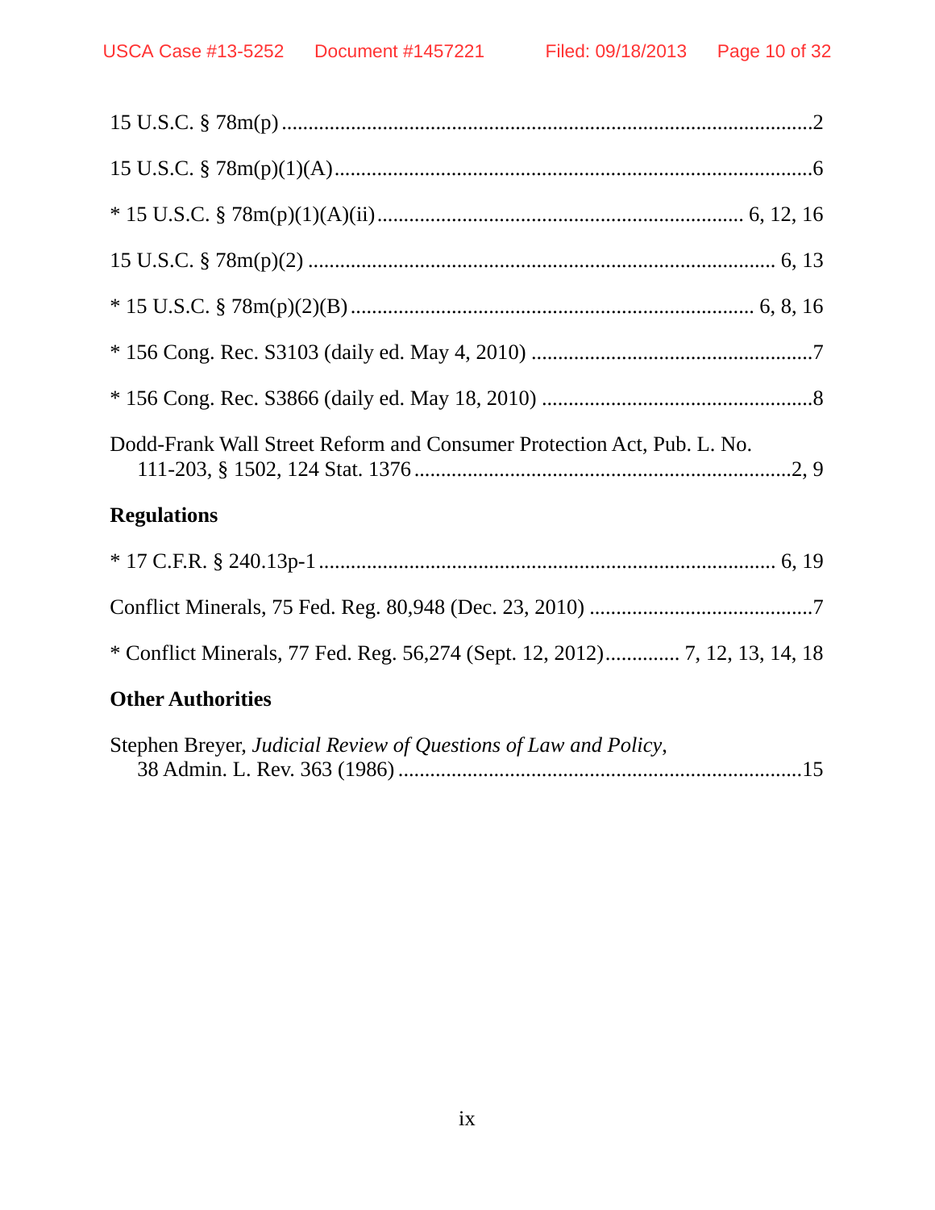15 U.S.C. § 78m(p) ....................................................................................................2

15 U.S.C. § 78m(p)(1)(A) ...........................................................................................6

* 15 U.S.C. § 78m(p)(1)(A)(ii) .................................................................... 6, 12, 16

15 U.S.C. § 78m(p)(2) ....................................................................................... 6, 13

* 15 U.S.C. § 78m(p)(2)(B) ........................................................................... 6, 8, 16

* 156 Cong. Rec. S3103 (daily ed. May 4, 2010) .....................................................7

* 156 Cong. Rec. S3866 (daily ed. May 18, 2010) ...................................................8

Dodd-Frank Wall Street Reform and Consumer Protection Act, Pub. L. No. 111-203, § 1502, 124 Stat. 1376 ........................................................................2, 9

## Regulations

* 17 C.F.R. § 240.13p-1 ..................................................................................... 6, 19

Conflict Minerals, 75 Fed. Reg. 80,948 (Dec. 23, 2010) ...........................................7

* Conflict Minerals, 77 Fed. Reg. 56,274 (Sept. 12, 2012)............. 7, 12, 13, 14, 18

## Other Authorities

Stephen Breyer, *Judicial Review of Questions of Law and Policy*, 38 Admin. L. Rev. 363 (1986) ...........................................................................15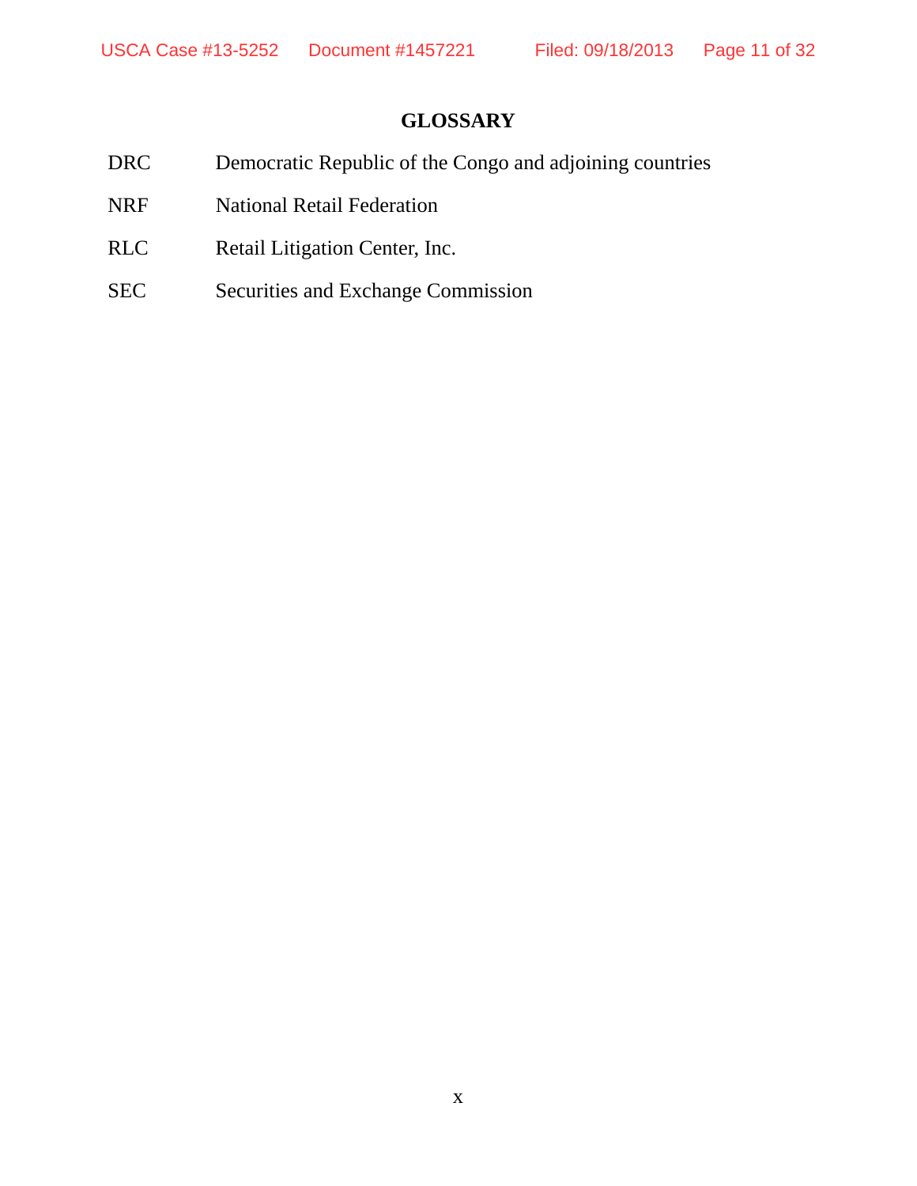## GLOSSARY

| | |
|---|---|
| DRC | Democratic Republic of the Congo and adjoining countries |
| NRF | National Retail Federation |
| RLC | Retail Litigation Center, Inc. |
| SEC | Securities and Exchange Commission |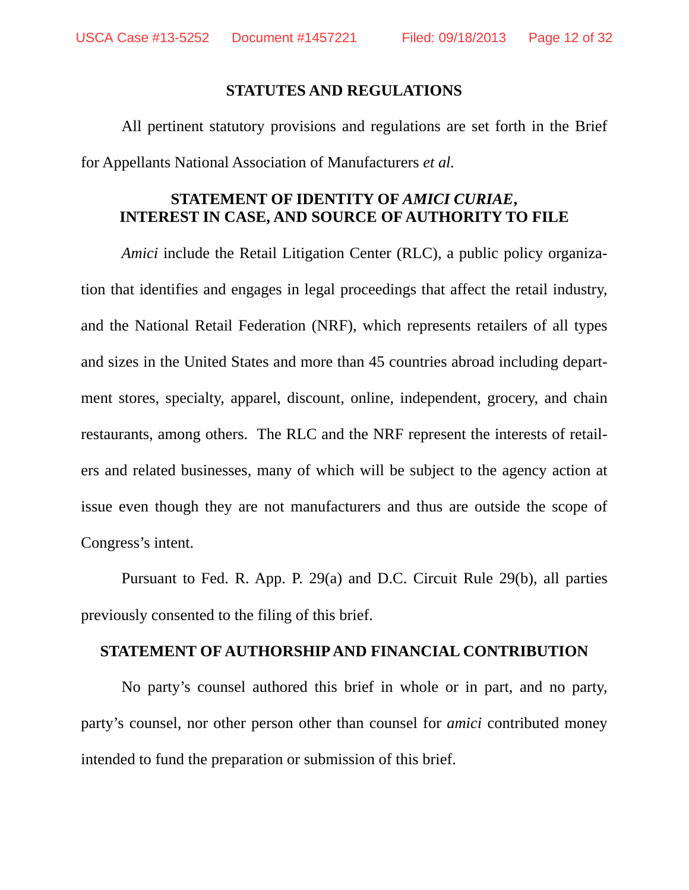## STATUTES AND REGULATIONS

All pertinent statutory provisions and regulations are set forth in the Brief for Appellants National Association of Manufacturers *et al.*

## STATEMENT OF IDENTITY OF *AMICI CURIAE*, INTEREST IN CASE, AND SOURCE OF AUTHORITY TO FILE

*Amici* include the Retail Litigation Center (RLC), a public policy organization that identifies and engages in legal proceedings that affect the retail industry, and the National Retail Federation (NRF), which represents retailers of all types and sizes in the United States and more than 45 countries abroad including department stores, specialty, apparel, discount, online, independent, grocery, and chain restaurants, among others. The RLC and the NRF represent the interests of retailers and related businesses, many of which will be subject to the agency action at issue even though they are not manufacturers and thus are outside the scope of Congress's intent.

Pursuant to Fed. R. App. P. 29(a) and D.C. Circuit Rule 29(b), all parties previously consented to the filing of this brief.

## STATEMENT OF AUTHORSHIP AND FINANCIAL CONTRIBUTION

No party's counsel authored this brief in whole or in part, and no party, party's counsel, nor other person other than counsel for *amici* contributed money intended to fund the preparation or submission of this brief.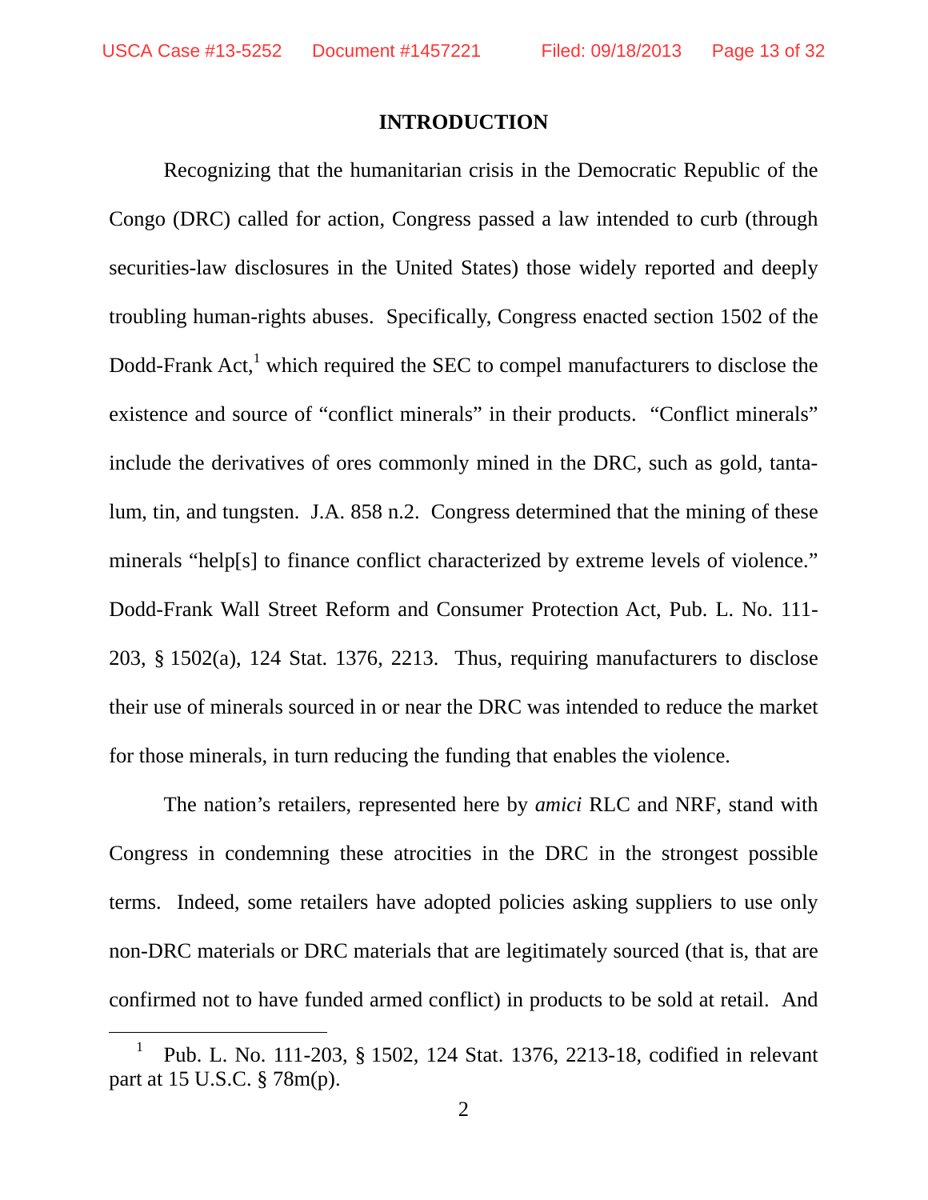## INTRODUCTION

Recognizing that the humanitarian crisis in the Democratic Republic of the Congo (DRC) called for action, Congress passed a law intended to curb (through securities-law disclosures in the United States) those widely reported and deeply troubling human-rights abuses. Specifically, Congress enacted section 1502 of the Dodd-Frank Act,[1] which required the SEC to compel manufacturers to disclose the existence and source of "conflict minerals" in their products. "Conflict minerals" include the derivatives of ores commonly mined in the DRC, such as gold, tantalum, tin, and tungsten. J.A. 858 n.2. Congress determined that the mining of these minerals "help[s] to finance conflict characterized by extreme levels of violence." Dodd-Frank Wall Street Reform and Consumer Protection Act, Pub. L. No. 111-203, § 1502(a), 124 Stat. 1376, 2213. Thus, requiring manufacturers to disclose their use of minerals sourced in or near the DRC was intended to reduce the market for those minerals, in turn reducing the funding that enables the violence.

The nation's retailers, represented here by *amici* RLC and NRF, stand with Congress in condemning these atrocities in the DRC in the strongest possible terms. Indeed, some retailers have adopted policies asking suppliers to use only non-DRC materials or DRC materials that are legitimately sourced (that is, that are confirmed not to have funded armed conflict) in products to be sold at retail. And

---

[1] Pub. L. No. 111-203, § 1502, 124 Stat. 1376, 2213-18, codified in relevant part at 15 U.S.C. § 78m(p).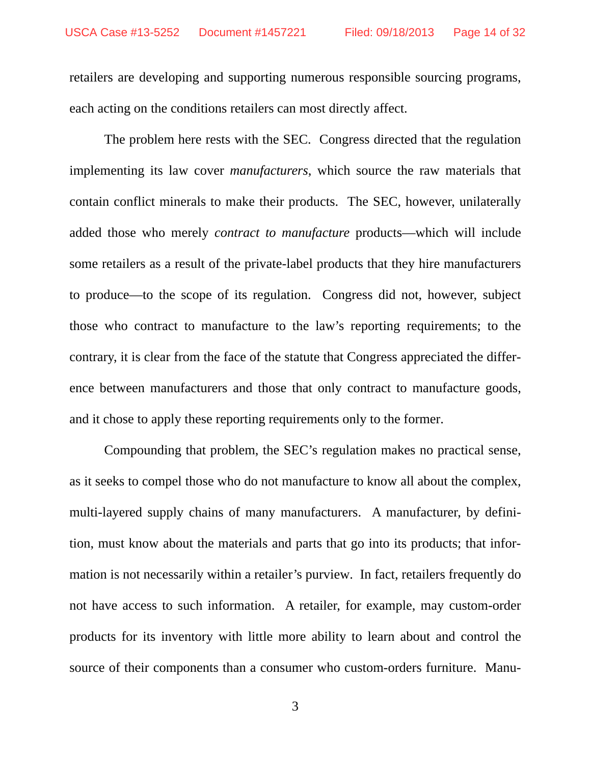retailers are developing and supporting numerous responsible sourcing programs, each acting on the conditions retailers can most directly affect.

The problem here rests with the SEC. Congress directed that the regulation implementing its law cover *manufacturers*, which source the raw materials that contain conflict minerals to make their products. The SEC, however, unilaterally added those who merely *contract to manufacture* products—which will include some retailers as a result of the private-label products that they hire manufacturers to produce—to the scope of its regulation. Congress did not, however, subject those who contract to manufacture to the law's reporting requirements; to the contrary, it is clear from the face of the statute that Congress appreciated the difference between manufacturers and those that only contract to manufacture goods, and it chose to apply these reporting requirements only to the former.

Compounding that problem, the SEC's regulation makes no practical sense, as it seeks to compel those who do not manufacture to know all about the complex, multi-layered supply chains of many manufacturers. A manufacturer, by definition, must know about the materials and parts that go into its products; that information is not necessarily within a retailer's purview. In fact, retailers frequently do not have access to such information. A retailer, for example, may custom-order products for its inventory with little more ability to learn about and control the source of their components than a consumer who custom-orders furniture. Manu-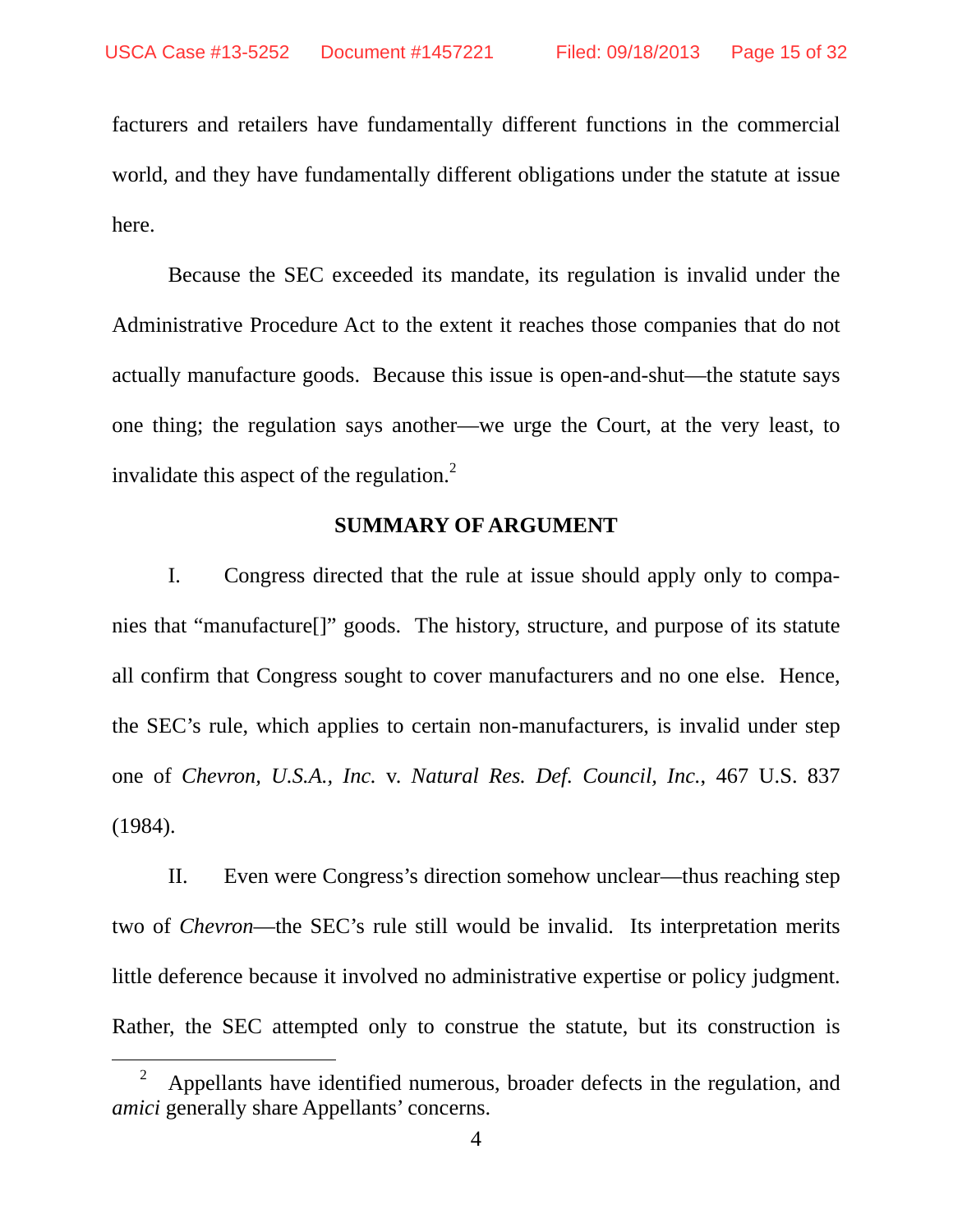facturers and retailers have fundamentally different functions in the commercial world, and they have fundamentally different obligations under the statute at issue here.

Because the SEC exceeded its mandate, its regulation is invalid under the Administrative Procedure Act to the extent it reaches those companies that do not actually manufacture goods. Because this issue is open-and-shut—the statute says one thing; the regulation says another—we urge the Court, at the very least, to invalidate this aspect of the regulation.[2]

**SUMMARY OF ARGUMENT**

I. Congress directed that the rule at issue should apply only to companies that "manufacture[]" goods. The history, structure, and purpose of its statute all confirm that Congress sought to cover manufacturers and no one else. Hence, the SEC's rule, which applies to certain non-manufacturers, is invalid under step one of *Chevron, U.S.A., Inc.* v. *Natural Res. Def. Council, Inc.*, 467 U.S. 837 (1984).

II. Even were Congress's direction somehow unclear—thus reaching step two of *Chevron*—the SEC's rule still would be invalid. Its interpretation merits little deference because it involved no administrative expertise or policy judgment. Rather, the SEC attempted only to construe the statute, but its construction is

[2] Appellants have identified numerous, broader defects in the regulation, and *amici* generally share Appellants' concerns.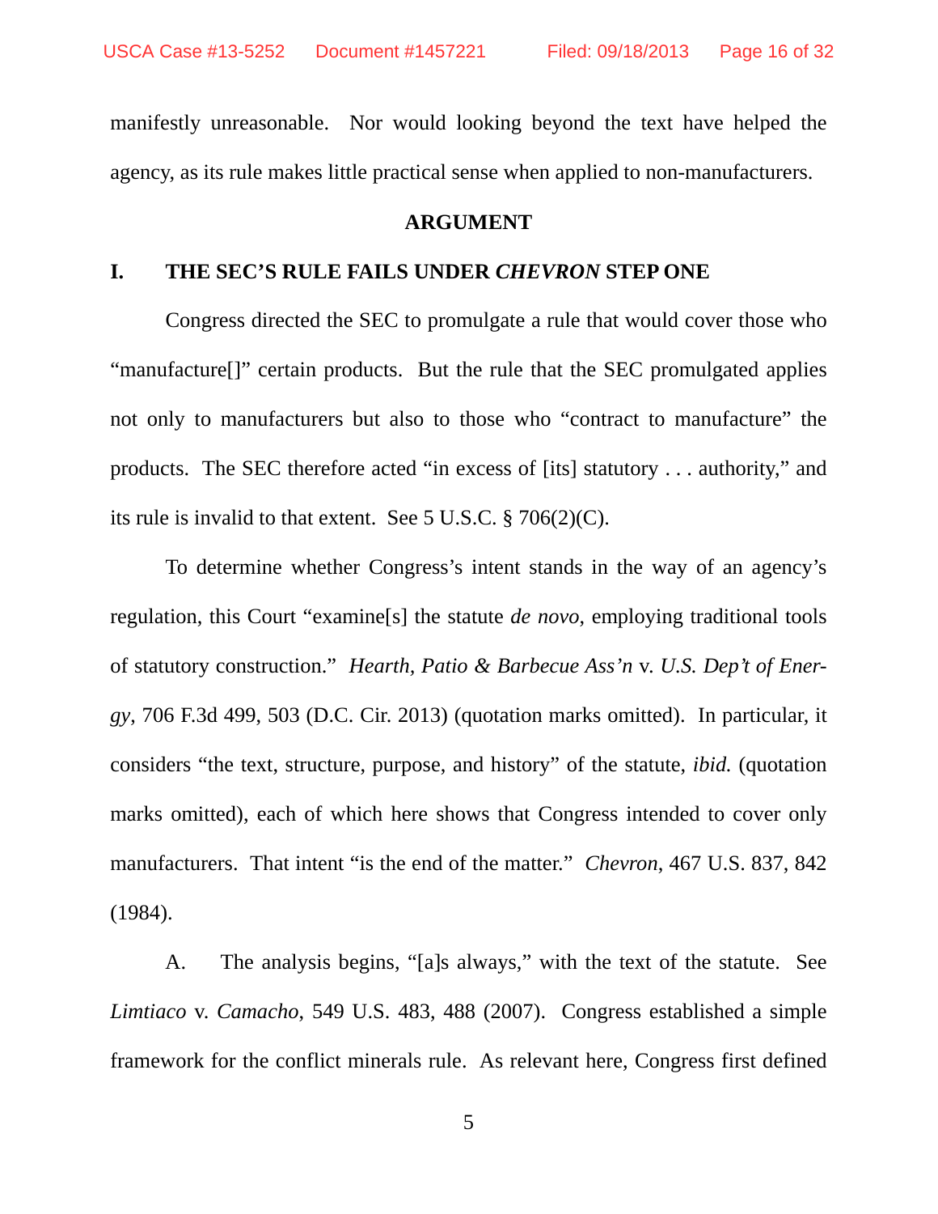manifestly unreasonable. Nor would looking beyond the text have helped the agency, as its rule makes little practical sense when applied to non-manufacturers.

## ARGUMENT

### I. THE SEC'S RULE FAILS UNDER *CHEVRON* STEP ONE

Congress directed the SEC to promulgate a rule that would cover those who "manufacture[]" certain products. But the rule that the SEC promulgated applies not only to manufacturers but also to those who "contract to manufacture" the products. The SEC therefore acted "in excess of [its] statutory . . . authority," and its rule is invalid to that extent. See 5 U.S.C. § 706(2)(C).

To determine whether Congress's intent stands in the way of an agency's regulation, this Court "examine[s] the statute *de novo*, employing traditional tools of statutory construction." *Hearth, Patio & Barbecue Ass'n* v. *U.S. Dep't of Energy*, 706 F.3d 499, 503 (D.C. Cir. 2013) (quotation marks omitted). In particular, it considers "the text, structure, purpose, and history" of the statute, *ibid.* (quotation marks omitted), each of which here shows that Congress intended to cover only manufacturers. That intent "is the end of the matter." *Chevron*, 467 U.S. 837, 842 (1984).

A. The analysis begins, "[a]s always," with the text of the statute. See *Limtiaco* v. *Camacho*, 549 U.S. 483, 488 (2007). Congress established a simple framework for the conflict minerals rule. As relevant here, Congress first defined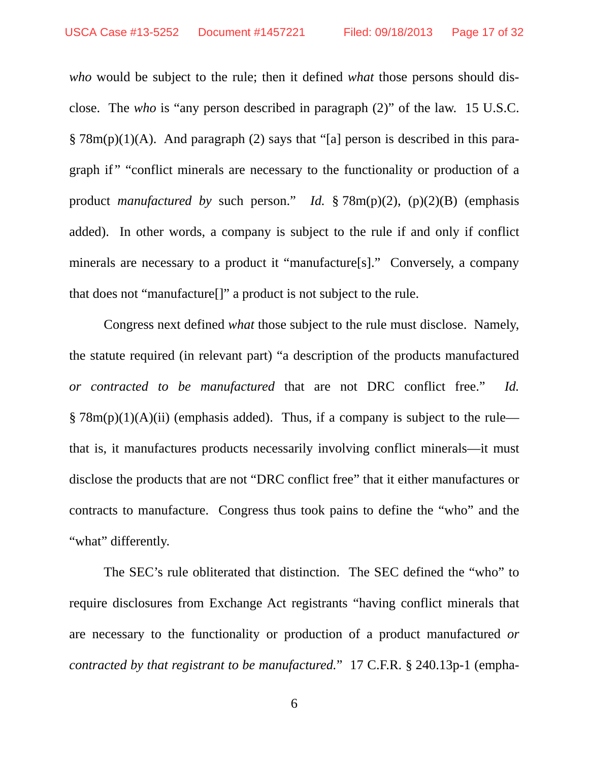*who* would be subject to the rule; then it defined *what* those persons should disclose. The *who* is "any person described in paragraph (2)" of the law. 15 U.S.C. § 78m(p)(1)(A). And paragraph (2) says that "[a] person is described in this paragraph if" "conflict minerals are necessary to the functionality or production of a product *manufactured by* such person." *Id.* § 78m(p)(2), (p)(2)(B) (emphasis added). In other words, a company is subject to the rule if and only if conflict minerals are necessary to a product it "manufacture[s]." Conversely, a company that does not "manufacture[]" a product is not subject to the rule.

Congress next defined *what* those subject to the rule must disclose. Namely, the statute required (in relevant part) "a description of the products manufactured *or contracted to be manufactured* that are not DRC conflict free." *Id.* § 78m(p)(1)(A)(ii) (emphasis added). Thus, if a company is subject to the rule—that is, it manufactures products necessarily involving conflict minerals—it must disclose the products that are not "DRC conflict free" that it either manufactures or contracts to manufacture. Congress thus took pains to define the "who" and the "what" differently.

The SEC's rule obliterated that distinction. The SEC defined the "who" to require disclosures from Exchange Act registrants "having conflict minerals that are necessary to the functionality or production of a product manufactured *or contracted by that registrant to be manufactured.*" 17 C.F.R. § 240.13p-1 (empha-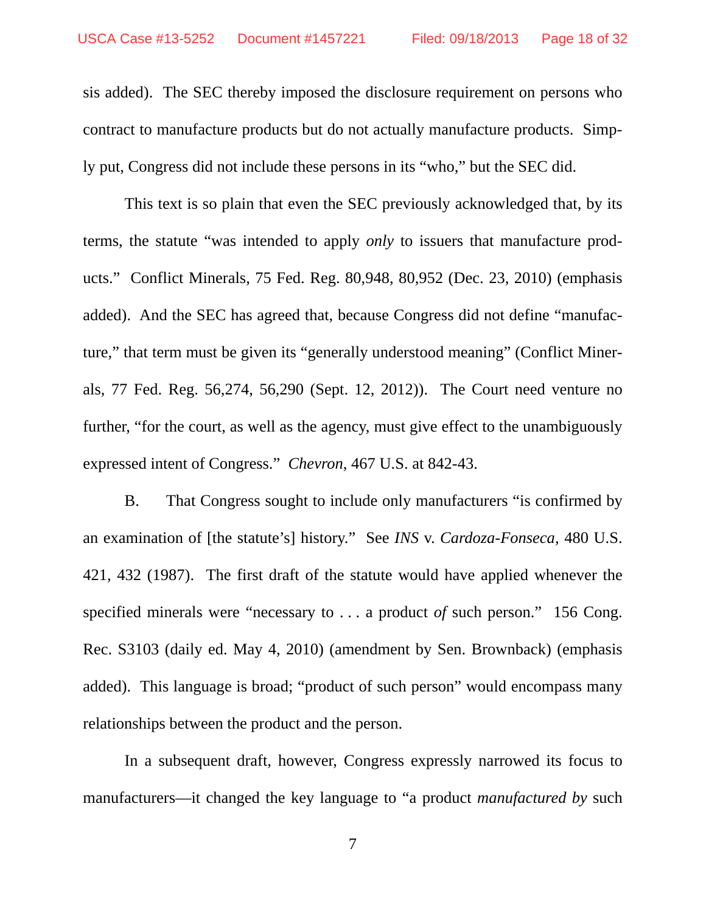sis added). The SEC thereby imposed the disclosure requirement on persons who contract to manufacture products but do not actually manufacture products. Simply put, Congress did not include these persons in its "who," but the SEC did.

This text is so plain that even the SEC previously acknowledged that, by its terms, the statute "was intended to apply *only* to issuers that manufacture products." Conflict Minerals, 75 Fed. Reg. 80,948, 80,952 (Dec. 23, 2010) (emphasis added). And the SEC has agreed that, because Congress did not define "manufacture," that term must be given its "generally understood meaning" (Conflict Minerals, 77 Fed. Reg. 56,274, 56,290 (Sept. 12, 2012)). The Court need venture no further, "for the court, as well as the agency, must give effect to the unambiguously expressed intent of Congress." *Chevron*, 467 U.S. at 842-43.

B. That Congress sought to include only manufacturers "is confirmed by an examination of [the statute's] history." See *INS* v. *Cardoza-Fonseca*, 480 U.S. 421, 432 (1987). The first draft of the statute would have applied whenever the specified minerals were "necessary to . . . a product *of* such person." 156 Cong. Rec. S3103 (daily ed. May 4, 2010) (amendment by Sen. Brownback) (emphasis added). This language is broad; "product of such person" would encompass many relationships between the product and the person.

In a subsequent draft, however, Congress expressly narrowed its focus to manufacturers—it changed the key language to "a product *manufactured by* such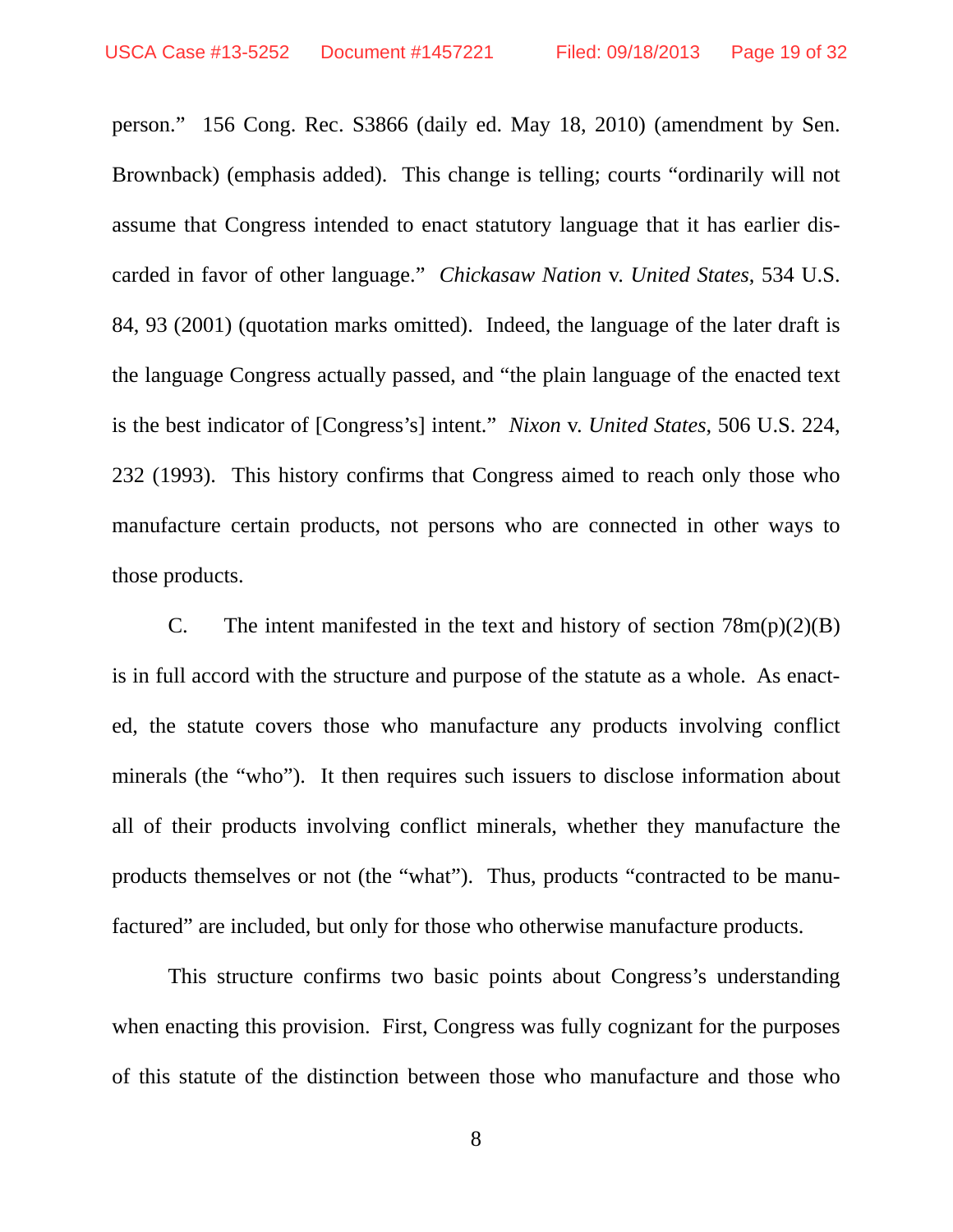person." 156 Cong. Rec. S3866 (daily ed. May 18, 2010) (amendment by Sen. Brownback) (emphasis added). This change is telling; courts "ordinarily will not assume that Congress intended to enact statutory language that it has earlier discarded in favor of other language." *Chickasaw Nation* v. *United States*, 534 U.S. 84, 93 (2001) (quotation marks omitted). Indeed, the language of the later draft is the language Congress actually passed, and "the plain language of the enacted text is the best indicator of [Congress's] intent." *Nixon* v. *United States*, 506 U.S. 224, 232 (1993). This history confirms that Congress aimed to reach only those who manufacture certain products, not persons who are connected in other ways to those products.

C. The intent manifested in the text and history of section 78m(p)(2)(B) is in full accord with the structure and purpose of the statute as a whole. As enacted, the statute covers those who manufacture any products involving conflict minerals (the "who"). It then requires such issuers to disclose information about all of their products involving conflict minerals, whether they manufacture the products themselves or not (the "what"). Thus, products "contracted to be manufactured" are included, but only for those who otherwise manufacture products.

This structure confirms two basic points about Congress's understanding when enacting this provision. First, Congress was fully cognizant for the purposes of this statute of the distinction between those who manufacture and those who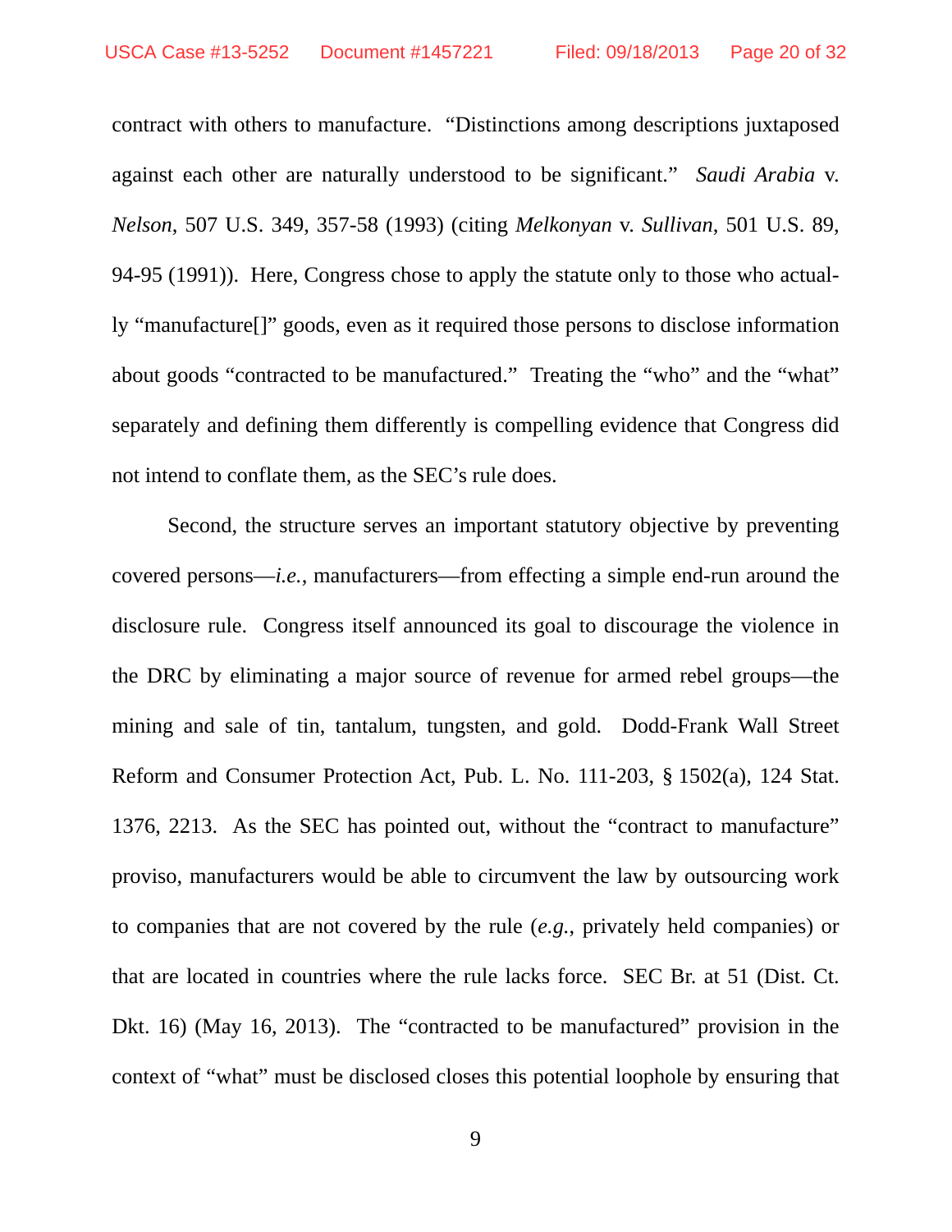contract with others to manufacture. "Distinctions among descriptions juxtaposed against each other are naturally understood to be significant." *Saudi Arabia* v. *Nelson*, 507 U.S. 349, 357-58 (1993) (citing *Melkonyan* v. *Sullivan*, 501 U.S. 89, 94-95 (1991)). Here, Congress chose to apply the statute only to those who actually "manufacture[]" goods, even as it required those persons to disclose information about goods "contracted to be manufactured." Treating the "who" and the "what" separately and defining them differently is compelling evidence that Congress did not intend to conflate them, as the SEC's rule does.

Second, the structure serves an important statutory objective by preventing covered persons—*i.e.*, manufacturers—from effecting a simple end-run around the disclosure rule. Congress itself announced its goal to discourage the violence in the DRC by eliminating a major source of revenue for armed rebel groups—the mining and sale of tin, tantalum, tungsten, and gold. Dodd-Frank Wall Street Reform and Consumer Protection Act, Pub. L. No. 111-203, § 1502(a), 124 Stat. 1376, 2213. As the SEC has pointed out, without the "contract to manufacture" proviso, manufacturers would be able to circumvent the law by outsourcing work to companies that are not covered by the rule (*e.g.*, privately held companies) or that are located in countries where the rule lacks force. SEC Br. at 51 (Dist. Ct. Dkt. 16) (May 16, 2013). The "contracted to be manufactured" provision in the context of "what" must be disclosed closes this potential loophole by ensuring that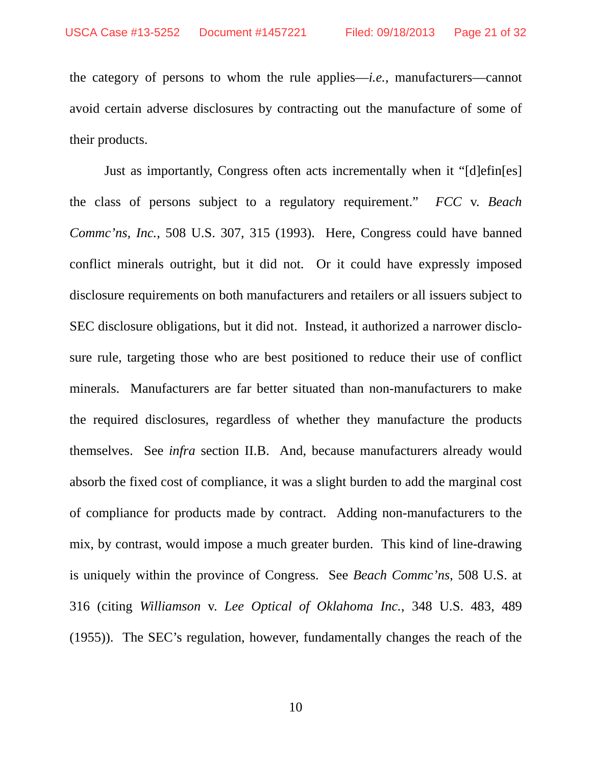the category of persons to whom the rule applies—*i.e.*, manufacturers—cannot avoid certain adverse disclosures by contracting out the manufacture of some of their products.

Just as importantly, Congress often acts incrementally when it "[d]efin[es] the class of persons subject to a regulatory requirement." *FCC* v. *Beach Commc'ns, Inc.*, 508 U.S. 307, 315 (1993). Here, Congress could have banned conflict minerals outright, but it did not. Or it could have expressly imposed disclosure requirements on both manufacturers and retailers or all issuers subject to SEC disclosure obligations, but it did not. Instead, it authorized a narrower disclosure rule, targeting those who are best positioned to reduce their use of conflict minerals. Manufacturers are far better situated than non-manufacturers to make the required disclosures, regardless of whether they manufacture the products themselves. See *infra* section II.B. And, because manufacturers already would absorb the fixed cost of compliance, it was a slight burden to add the marginal cost of compliance for products made by contract. Adding non-manufacturers to the mix, by contrast, would impose a much greater burden. This kind of line-drawing is uniquely within the province of Congress. See *Beach Commc'ns*, 508 U.S. at 316 (citing *Williamson* v. *Lee Optical of Oklahoma Inc.*, 348 U.S. 483, 489 (1955)). The SEC's regulation, however, fundamentally changes the reach of the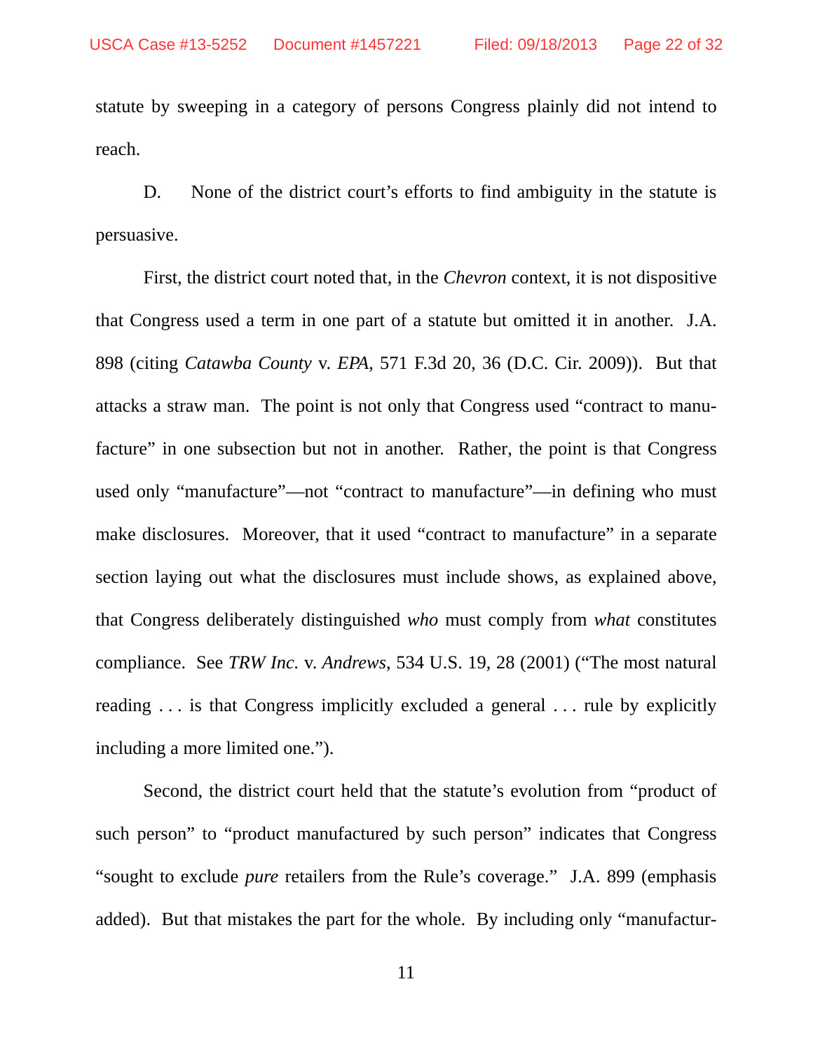statute by sweeping in a category of persons Congress plainly did not intend to reach.

D. None of the district court's efforts to find ambiguity in the statute is persuasive.

First, the district court noted that, in the *Chevron* context, it is not dispositive that Congress used a term in one part of a statute but omitted it in another. J.A. 898 (citing *Catawba County* v. *EPA*, 571 F.3d 20, 36 (D.C. Cir. 2009)). But that attacks a straw man. The point is not only that Congress used "contract to manufacture" in one subsection but not in another. Rather, the point is that Congress used only "manufacture"—not "contract to manufacture"—in defining who must make disclosures. Moreover, that it used "contract to manufacture" in a separate section laying out what the disclosures must include shows, as explained above, that Congress deliberately distinguished *who* must comply from *what* constitutes compliance. See *TRW Inc.* v. *Andrews*, 534 U.S. 19, 28 (2001) ("The most natural reading . . . is that Congress implicitly excluded a general . . . rule by explicitly including a more limited one.").

Second, the district court held that the statute's evolution from "product of such person" to "product manufactured by such person" indicates that Congress "sought to exclude *pure* retailers from the Rule's coverage." J.A. 899 (emphasis added). But that mistakes the part for the whole. By including only "manufactur-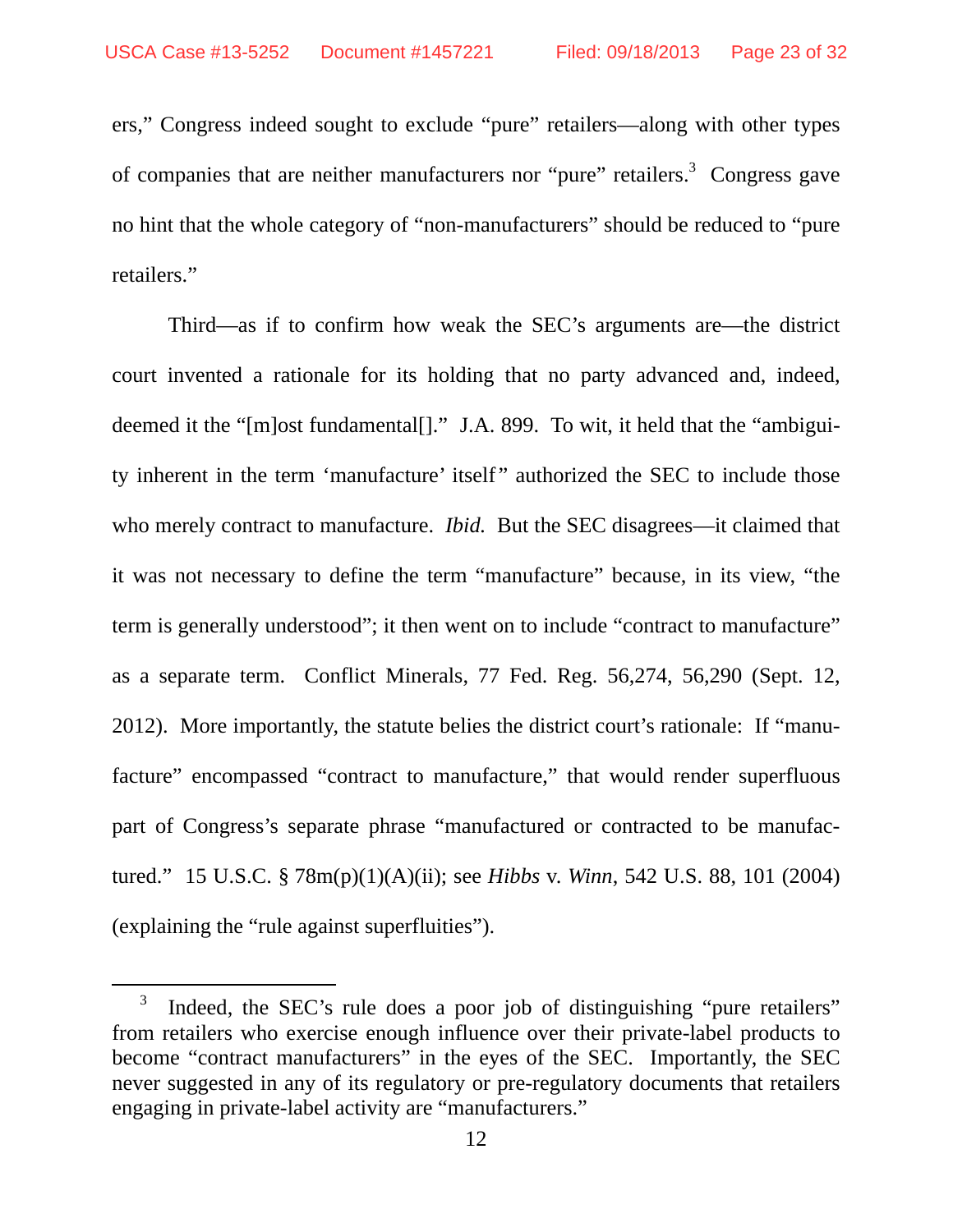ers," Congress indeed sought to exclude "pure" retailers—along with other types of companies that are neither manufacturers nor "pure" retailers.[3] Congress gave no hint that the whole category of "non-manufacturers" should be reduced to "pure retailers."

Third—as if to confirm how weak the SEC's arguments are—the district court invented a rationale for its holding that no party advanced and, indeed, deemed it the "[m]ost fundamental[]." J.A. 899. To wit, it held that the "ambiguity inherent in the term 'manufacture' itself" authorized the SEC to include those who merely contract to manufacture. *Ibid.* But the SEC disagrees—it claimed that it was not necessary to define the term "manufacture" because, in its view, "the term is generally understood"; it then went on to include "contract to manufacture" as a separate term. Conflict Minerals, 77 Fed. Reg. 56,274, 56,290 (Sept. 12, 2012). More importantly, the statute belies the district court's rationale: If "manufacture" encompassed "contract to manufacture," that would render superfluous part of Congress's separate phrase "manufactured or contracted to be manufactured." 15 U.S.C. § 78m(p)(1)(A)(ii); see *Hibbs* v. *Winn*, 542 U.S. 88, 101 (2004) (explaining the "rule against superfluities").

---

[3] Indeed, the SEC's rule does a poor job of distinguishing "pure retailers" from retailers who exercise enough influence over their private-label products to become "contract manufacturers" in the eyes of the SEC. Importantly, the SEC never suggested in any of its regulatory or pre-regulatory documents that retailers engaging in private-label activity are "manufacturers."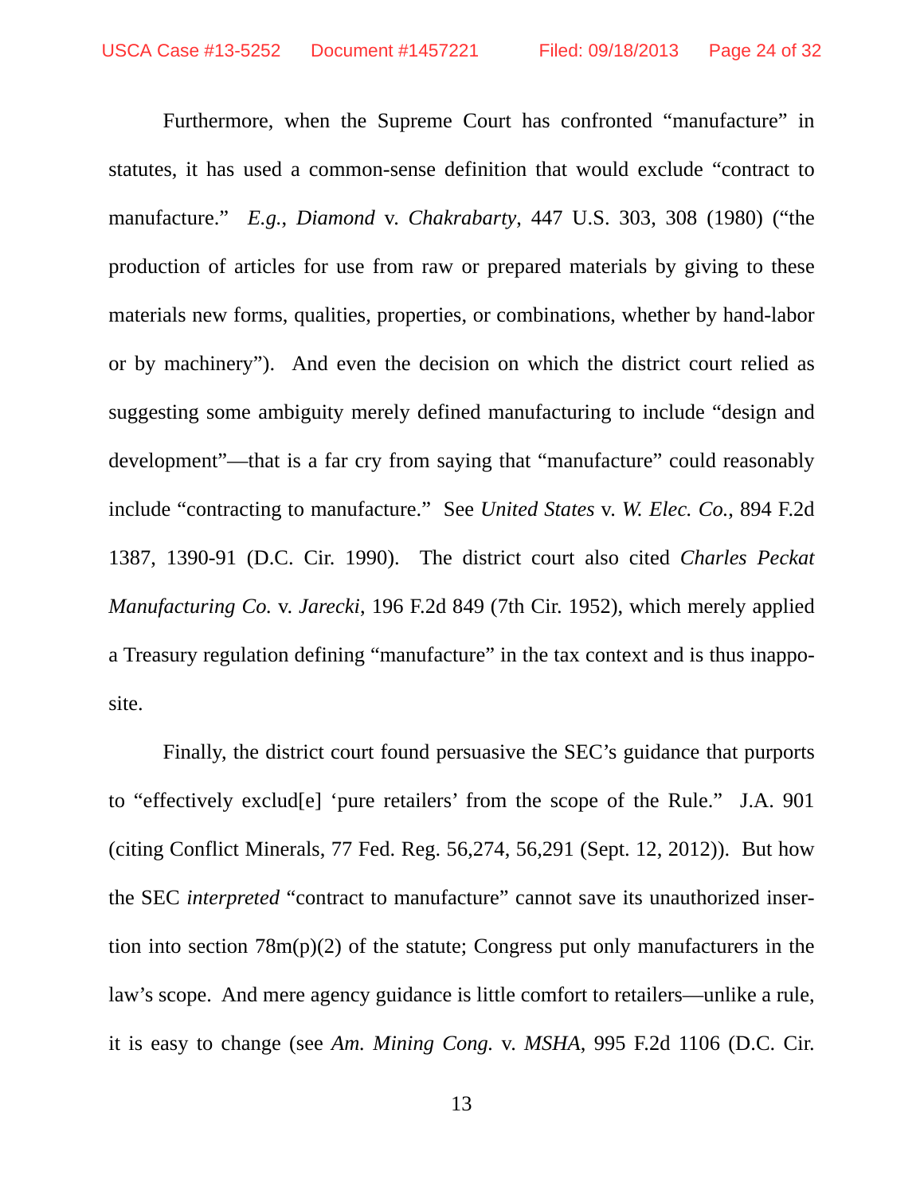Furthermore, when the Supreme Court has confronted "manufacture" in statutes, it has used a common-sense definition that would exclude "contract to manufacture." *E.g.*, *Diamond* v. *Chakrabarty*, 447 U.S. 303, 308 (1980) ("the production of articles for use from raw or prepared materials by giving to these materials new forms, qualities, properties, or combinations, whether by hand-labor or by machinery"). And even the decision on which the district court relied as suggesting some ambiguity merely defined manufacturing to include "design and development"—that is a far cry from saying that "manufacture" could reasonably include "contracting to manufacture." See *United States* v. *W. Elec. Co.*, 894 F.2d 1387, 1390-91 (D.C. Cir. 1990). The district court also cited *Charles Peckat Manufacturing Co.* v. *Jarecki*, 196 F.2d 849 (7th Cir. 1952), which merely applied a Treasury regulation defining "manufacture" in the tax context and is thus inapposite.

Finally, the district court found persuasive the SEC's guidance that purports to "effectively exclud[e] 'pure retailers' from the scope of the Rule." J.A. 901 (citing Conflict Minerals, 77 Fed. Reg. 56,274, 56,291 (Sept. 12, 2012)). But how the SEC *interpreted* "contract to manufacture" cannot save its unauthorized insertion into section 78m(p)(2) of the statute; Congress put only manufacturers in the law's scope. And mere agency guidance is little comfort to retailers—unlike a rule, it is easy to change (see *Am. Mining Cong.* v. *MSHA*, 995 F.2d 1106 (D.C. Cir.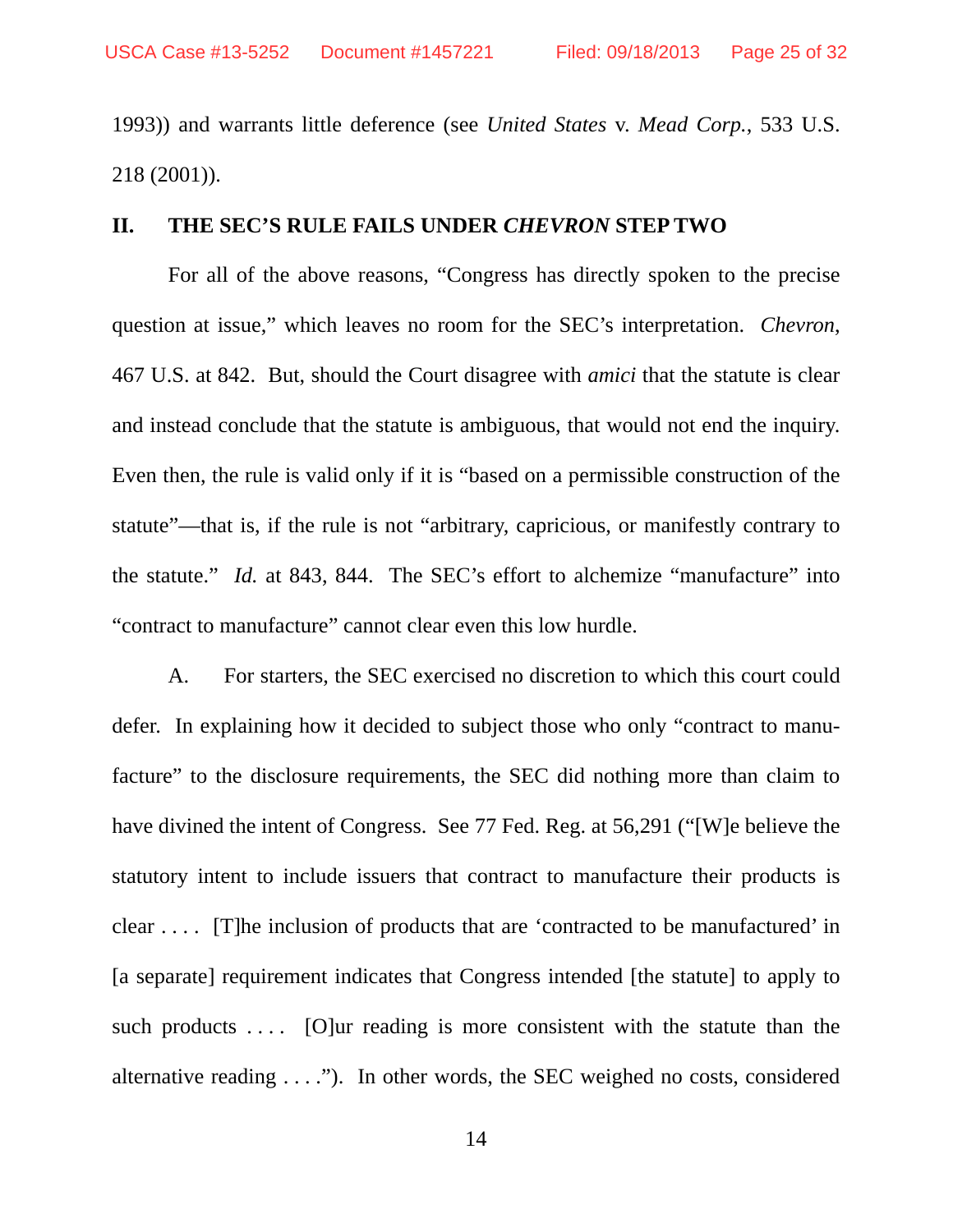1993)) and warrants little deference (see *United States* v. *Mead Corp.*, 533 U.S. 218 (2001)).

## II. THE SEC'S RULE FAILS UNDER *CHEVRON* STEP TWO

For all of the above reasons, "Congress has directly spoken to the precise question at issue," which leaves no room for the SEC's interpretation. *Chevron*, 467 U.S. at 842. But, should the Court disagree with *amici* that the statute is clear and instead conclude that the statute is ambiguous, that would not end the inquiry. Even then, the rule is valid only if it is "based on a permissible construction of the statute"—that is, if the rule is not "arbitrary, capricious, or manifestly contrary to the statute." *Id.* at 843, 844. The SEC's effort to alchemize "manufacture" into "contract to manufacture" cannot clear even this low hurdle.

A. For starters, the SEC exercised no discretion to which this court could defer. In explaining how it decided to subject those who only "contract to manufacture" to the disclosure requirements, the SEC did nothing more than claim to have divined the intent of Congress. See 77 Fed. Reg. at 56,291 ("[W]e believe the statutory intent to include issuers that contract to manufacture their products is clear . . . . [T]he inclusion of products that are 'contracted to be manufactured' in [a separate] requirement indicates that Congress intended [the statute] to apply to such products . . . . [O]ur reading is more consistent with the statute than the alternative reading . . . ."). In other words, the SEC weighed no costs, considered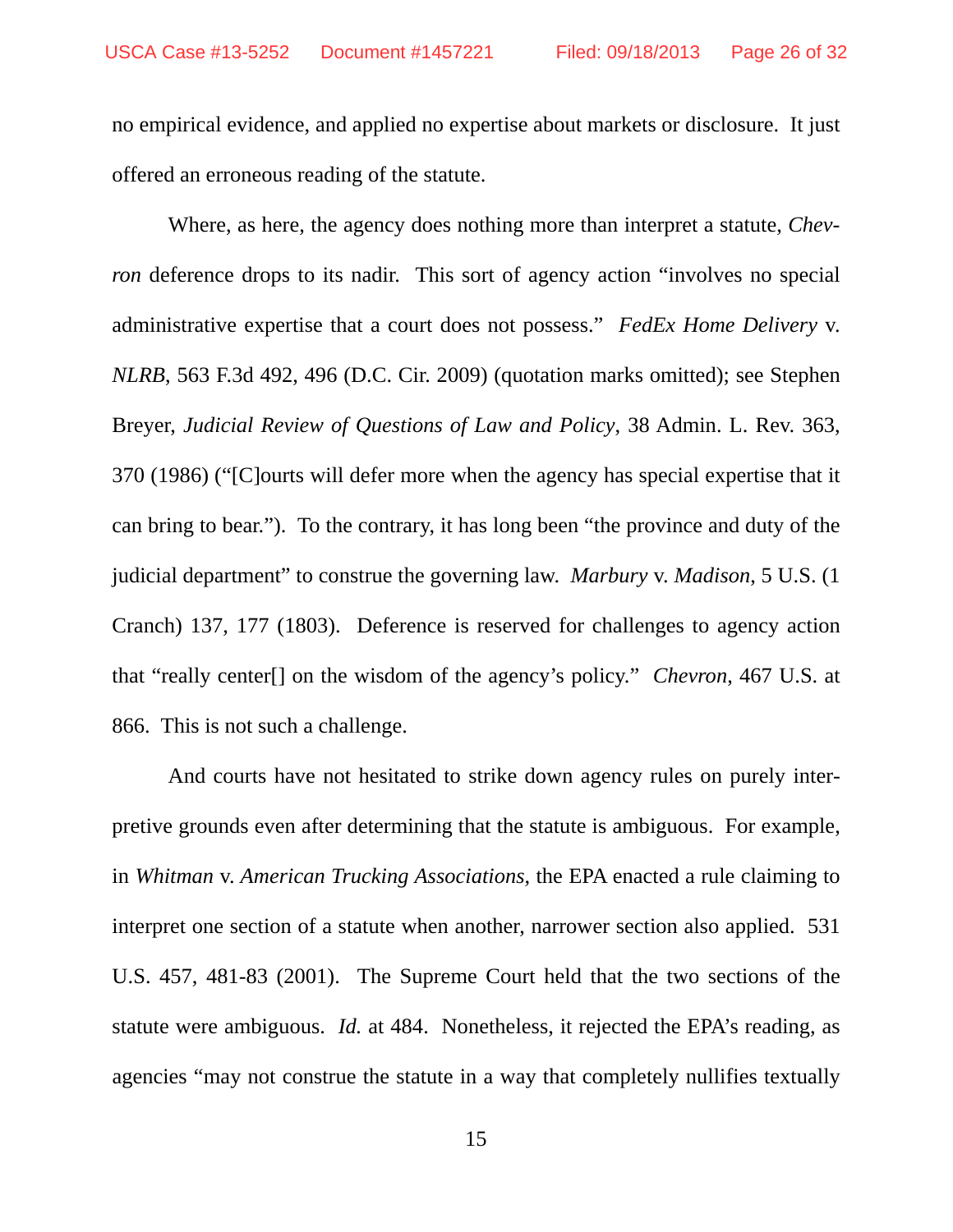no empirical evidence, and applied no expertise about markets or disclosure. It just offered an erroneous reading of the statute.

Where, as here, the agency does nothing more than interpret a statute, *Chevron* deference drops to its nadir. This sort of agency action "involves no special administrative expertise that a court does not possess." *FedEx Home Delivery* v. *NLRB*, 563 F.3d 492, 496 (D.C. Cir. 2009) (quotation marks omitted); see Stephen Breyer, *Judicial Review of Questions of Law and Policy*, 38 Admin. L. Rev. 363, 370 (1986) ("[C]ourts will defer more when the agency has special expertise that it can bring to bear."). To the contrary, it has long been "the province and duty of the judicial department" to construe the governing law. *Marbury* v. *Madison*, 5 U.S. (1 Cranch) 137, 177 (1803). Deference is reserved for challenges to agency action that "really center[] on the wisdom of the agency's policy." *Chevron*, 467 U.S. at 866. This is not such a challenge.

And courts have not hesitated to strike down agency rules on purely interpretive grounds even after determining that the statute is ambiguous. For example, in *Whitman* v. *American Trucking Associations*, the EPA enacted a rule claiming to interpret one section of a statute when another, narrower section also applied. 531 U.S. 457, 481-83 (2001). The Supreme Court held that the two sections of the statute were ambiguous. *Id.* at 484. Nonetheless, it rejected the EPA's reading, as agencies "may not construe the statute in a way that completely nullifies textually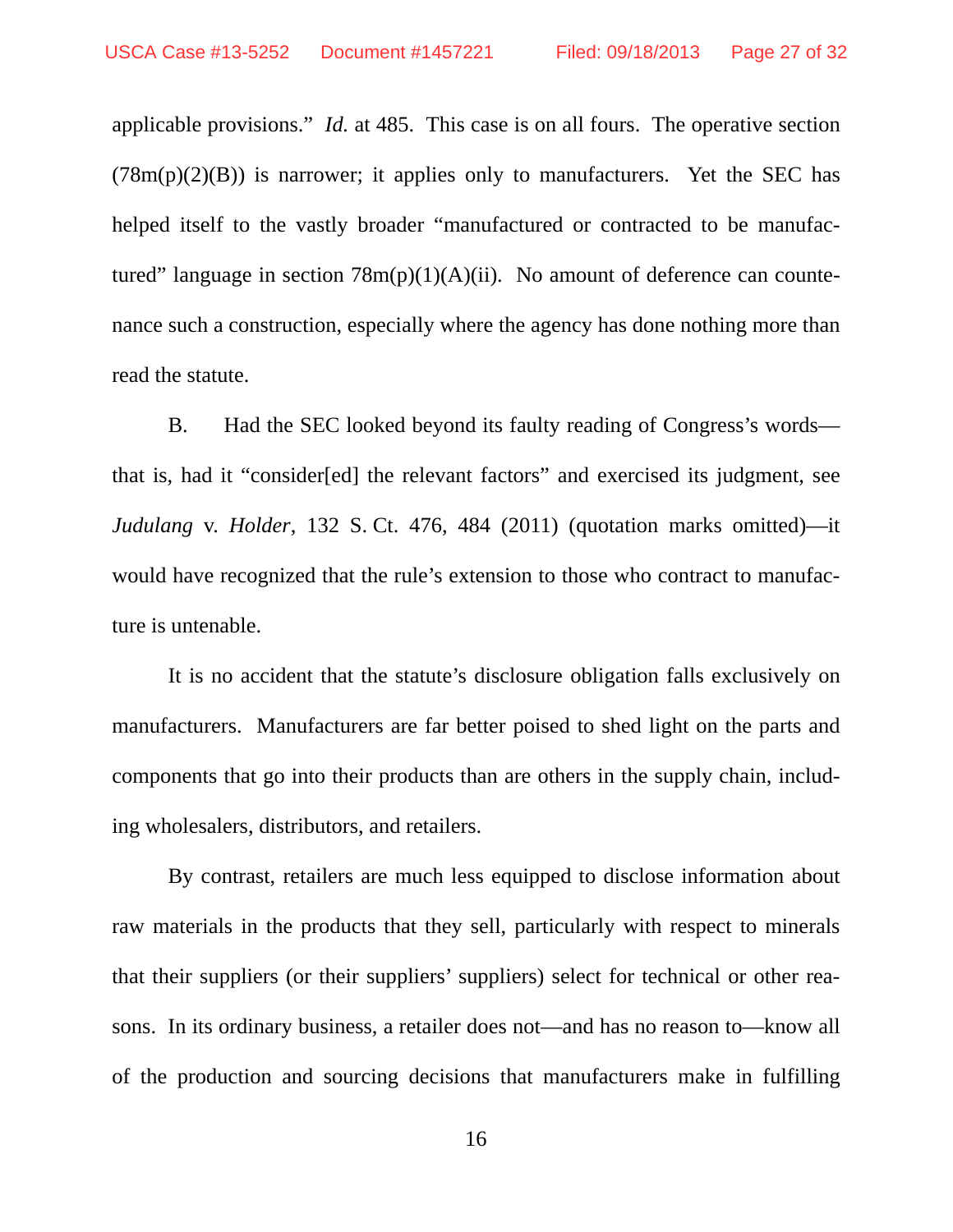applicable provisions." *Id.* at 485. This case is on all fours. The operative section (78m(p)(2)(B)) is narrower; it applies only to manufacturers. Yet the SEC has helped itself to the vastly broader "manufactured or contracted to be manufactured" language in section 78m(p)(1)(A)(ii). No amount of deference can countenance such a construction, especially where the agency has done nothing more than read the statute.

B. Had the SEC looked beyond its faulty reading of Congress's words—that is, had it "consider[ed] the relevant factors" and exercised its judgment, see *Judulang* v. *Holder*, 132 S. Ct. 476, 484 (2011) (quotation marks omitted)—it would have recognized that the rule's extension to those who contract to manufacture is untenable.

It is no accident that the statute's disclosure obligation falls exclusively on manufacturers. Manufacturers are far better poised to shed light on the parts and components that go into their products than are others in the supply chain, including wholesalers, distributors, and retailers.

By contrast, retailers are much less equipped to disclose information about raw materials in the products that they sell, particularly with respect to minerals that their suppliers (or their suppliers' suppliers) select for technical or other reasons. In its ordinary business, a retailer does not—and has no reason to—know all of the production and sourcing decisions that manufacturers make in fulfilling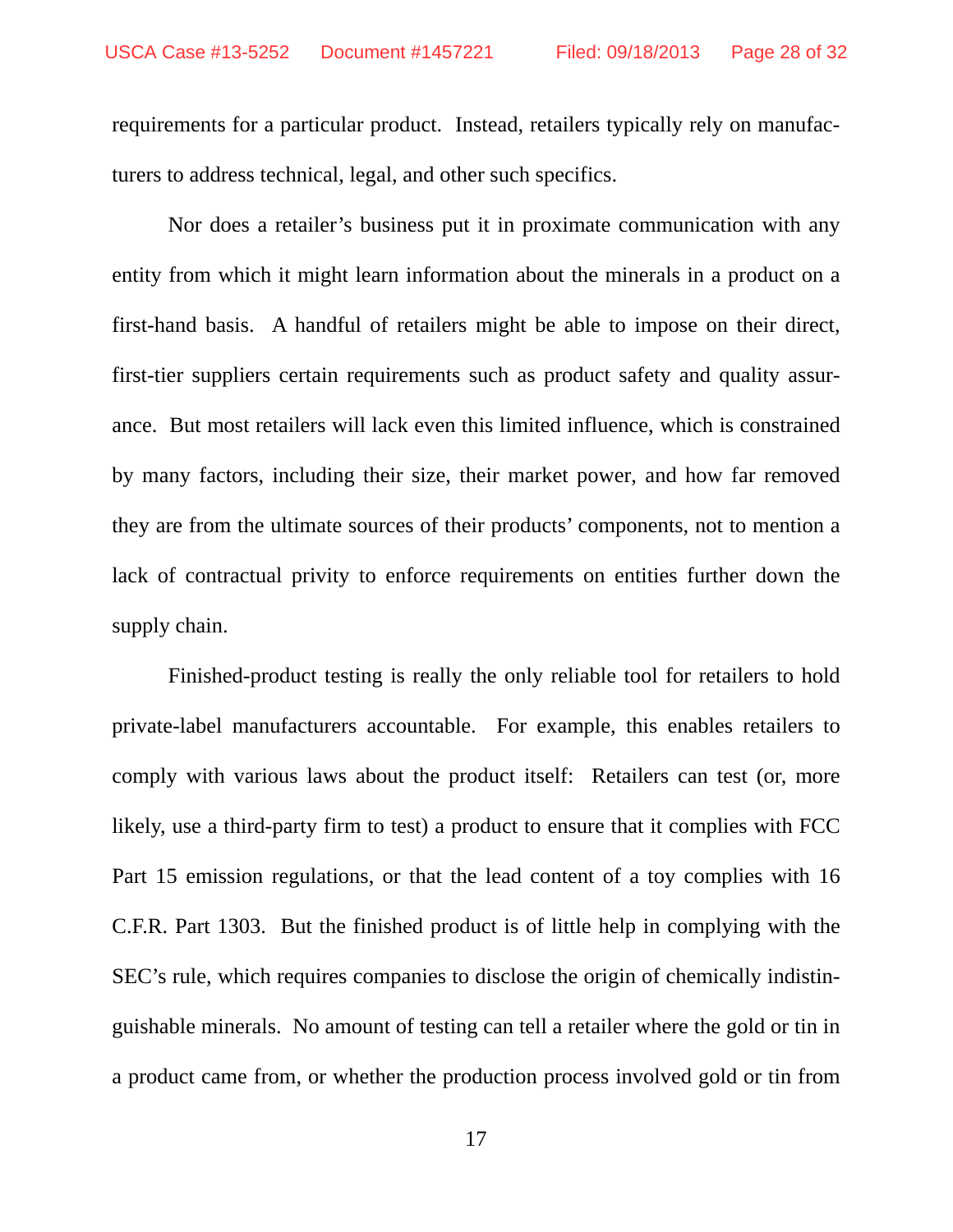requirements for a particular product. Instead, retailers typically rely on manufacturers to address technical, legal, and other such specifics.

Nor does a retailer's business put it in proximate communication with any entity from which it might learn information about the minerals in a product on a first-hand basis. A handful of retailers might be able to impose on their direct, first-tier suppliers certain requirements such as product safety and quality assurance. But most retailers will lack even this limited influence, which is constrained by many factors, including their size, their market power, and how far removed they are from the ultimate sources of their products' components, not to mention a lack of contractual privity to enforce requirements on entities further down the supply chain.

Finished-product testing is really the only reliable tool for retailers to hold private-label manufacturers accountable. For example, this enables retailers to comply with various laws about the product itself: Retailers can test (or, more likely, use a third-party firm to test) a product to ensure that it complies with FCC Part 15 emission regulations, or that the lead content of a toy complies with 16 C.F.R. Part 1303. But the finished product is of little help in complying with the SEC's rule, which requires companies to disclose the origin of chemically indistinguishable minerals. No amount of testing can tell a retailer where the gold or tin in a product came from, or whether the production process involved gold or tin from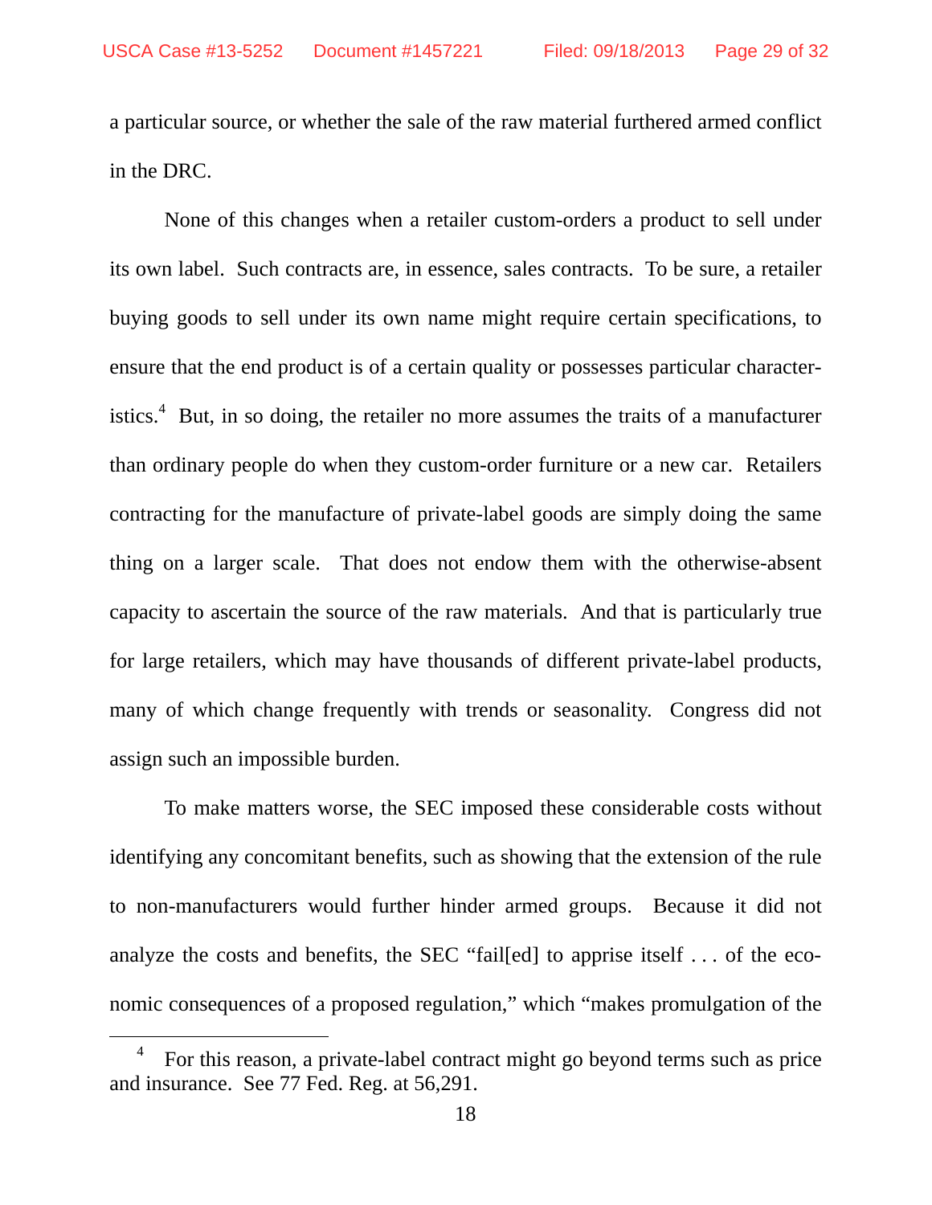a particular source, or whether the sale of the raw material furthered armed conflict in the DRC.

None of this changes when a retailer custom-orders a product to sell under its own label. Such contracts are, in essence, sales contracts. To be sure, a retailer buying goods to sell under its own name might require certain specifications, to ensure that the end product is of a certain quality or possesses particular characteristics.[4] But, in so doing, the retailer no more assumes the traits of a manufacturer than ordinary people do when they custom-order furniture or a new car. Retailers contracting for the manufacture of private-label goods are simply doing the same thing on a larger scale. That does not endow them with the otherwise-absent capacity to ascertain the source of the raw materials. And that is particularly true for large retailers, which may have thousands of different private-label products, many of which change frequently with trends or seasonality. Congress did not assign such an impossible burden.

To make matters worse, the SEC imposed these considerable costs without identifying any concomitant benefits, such as showing that the extension of the rule to non-manufacturers would further hinder armed groups. Because it did not analyze the costs and benefits, the SEC "fail[ed] to apprise itself . . . of the economic consequences of a proposed regulation," which "makes promulgation of the

---

[4] For this reason, a private-label contract might go beyond terms such as price and insurance. See 77 Fed. Reg. at 56,291.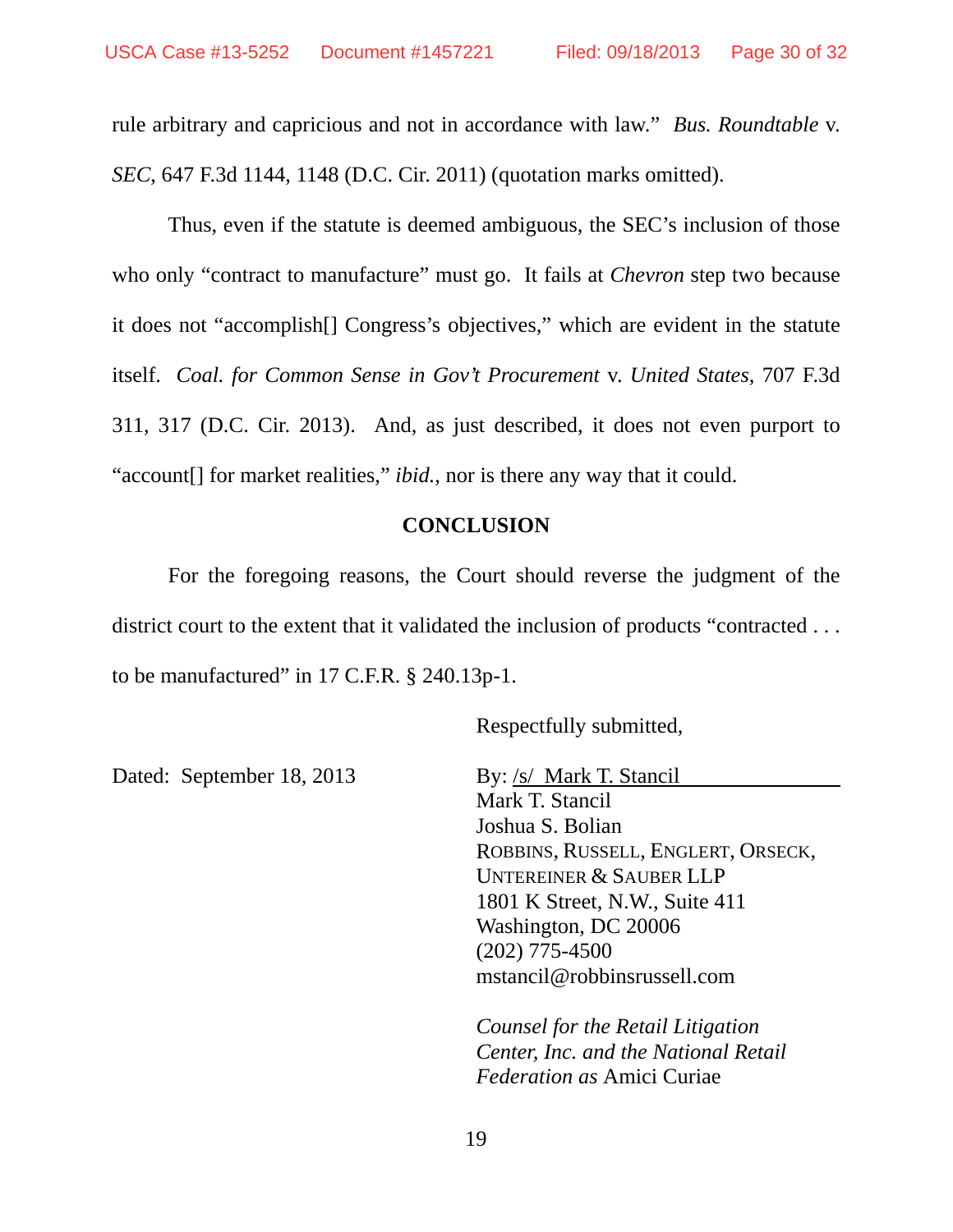rule arbitrary and capricious and not in accordance with law." *Bus. Roundtable* v. *SEC*, 647 F.3d 1144, 1148 (D.C. Cir. 2011) (quotation marks omitted).

Thus, even if the statute is deemed ambiguous, the SEC's inclusion of those who only "contract to manufacture" must go. It fails at *Chevron* step two because it does not "accomplish[] Congress's objectives," which are evident in the statute itself. *Coal. for Common Sense in Gov't Procurement* v. *United States*, 707 F.3d 311, 317 (D.C. Cir. 2013). And, as just described, it does not even purport to "account[] for market realities," *ibid.*, nor is there any way that it could.

## CONCLUSION

For the foregoing reasons, the Court should reverse the judgment of the district court to the extent that it validated the inclusion of products "contracted . . . to be manufactured" in 17 C.F.R. § 240.13p-1.

Respectfully submitted,

Dated: September 18, 2013

By: /s/ Mark T. Stancil
Mark T. Stancil
Joshua S. Bolian
ROBBINS, RUSSELL, ENGLERT, ORSECK, UNTEREINER & SAUBER LLP
1801 K Street, N.W., Suite 411
Washington, DC 20006
(202) 775-4500
mstancil@robbinsrussell.com

*Counsel for the Retail Litigation Center, Inc. and the National Retail Federation as* Amici Curiae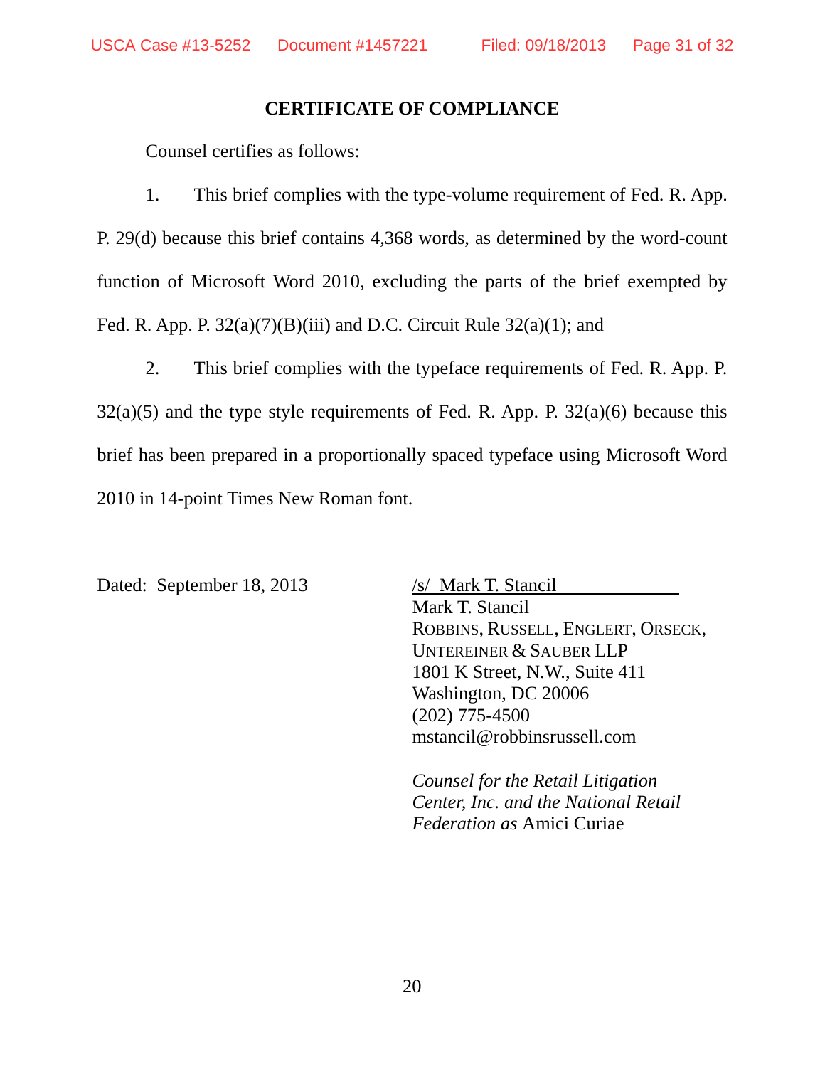## CERTIFICATE OF COMPLIANCE

Counsel certifies as follows:

1. This brief complies with the type-volume requirement of Fed. R. App. P. 29(d) because this brief contains 4,368 words, as determined by the word-count function of Microsoft Word 2010, excluding the parts of the brief exempted by Fed. R. App. P. 32(a)(7)(B)(iii) and D.C. Circuit Rule 32(a)(1); and

2. This brief complies with the typeface requirements of Fed. R. App. P. 32(a)(5) and the type style requirements of Fed. R. App. P. 32(a)(6) because this brief has been prepared in a proportionally spaced typeface using Microsoft Word 2010 in 14-point Times New Roman font.

Dated: September 18, 2013

/s/ Mark T. Stancil
Mark T. Stancil
ROBBINS, RUSSELL, ENGLERT, ORSECK, UNTEREINER & SAUBER LLP
1801 K Street, N.W., Suite 411
Washington, DC 20006
(202) 775-4500
mstancil@robbinsrussell.com

*Counsel for the Retail Litigation Center, Inc. and the National Retail Federation as* Amici Curiae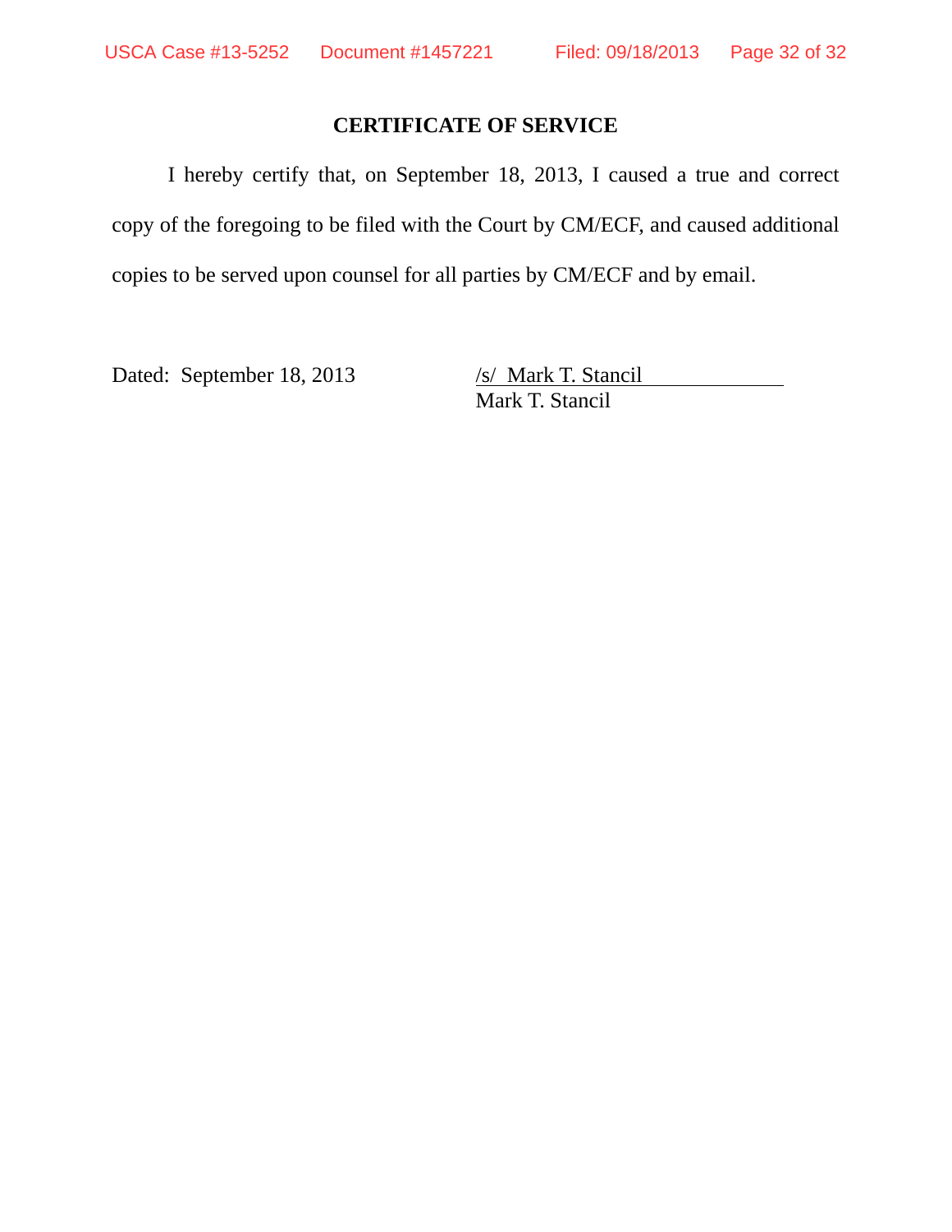## CERTIFICATE OF SERVICE

I hereby certify that, on September 18, 2013, I caused a true and correct copy of the foregoing to be filed with the Court by CM/ECF, and caused additional copies to be served upon counsel for all parties by CM/ECF and by email.

Dated: September 18, 2013

/s/ Mark T. Stancil
Mark T. Stancil